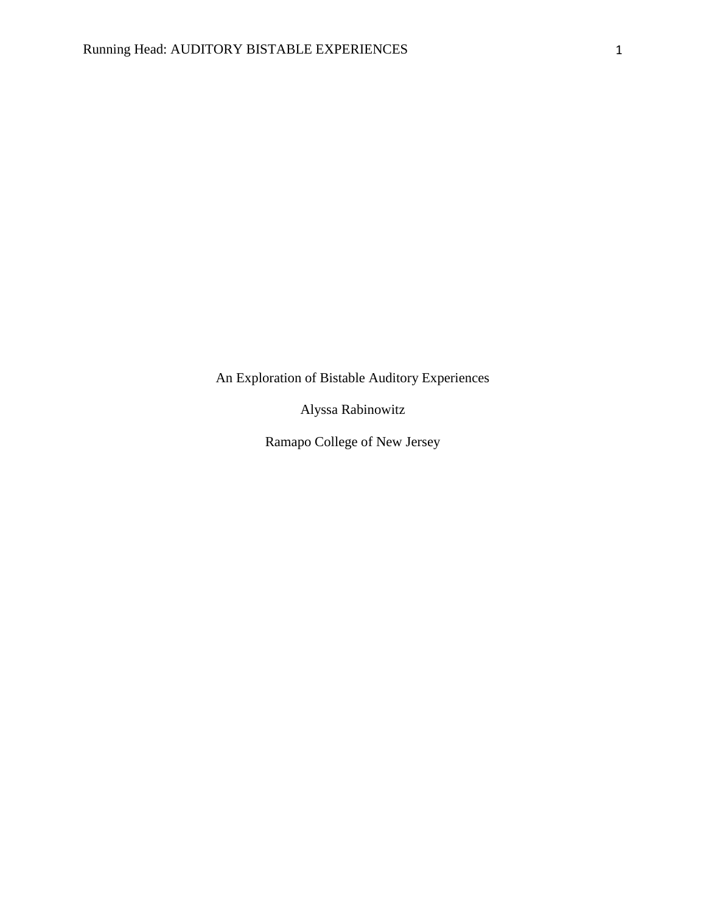# An Exploration of Bistable Auditory Experiences

Alyssa Rabinowitz

Ramapo College of New Jersey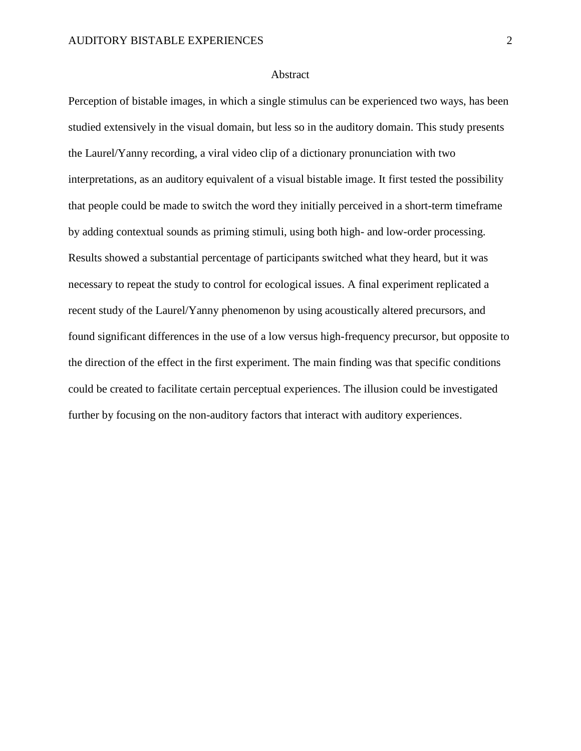# Abstract

Perception of bistable images, in which a single stimulus can be experienced two ways, has been studied extensively in the visual domain, but less so in the auditory domain. This study presents the Laurel/Yanny recording, a viral video clip of a dictionary pronunciation with two interpretations, as an auditory equivalent of a visual bistable image. It first tested the possibility that people could be made to switch the word they initially perceived in a short-term timeframe by adding contextual sounds as priming stimuli, using both high- and low-order processing. Results showed a substantial percentage of participants switched what they heard, but it was necessary to repeat the study to control for ecological issues. A final experiment replicated a recent study of the Laurel/Yanny phenomenon by using acoustically altered precursors, and found significant differences in the use of a low versus high-frequency precursor, but opposite to the direction of the effect in the first experiment. The main finding was that specific conditions could be created to facilitate certain perceptual experiences. The illusion could be investigated further by focusing on the non-auditory factors that interact with auditory experiences.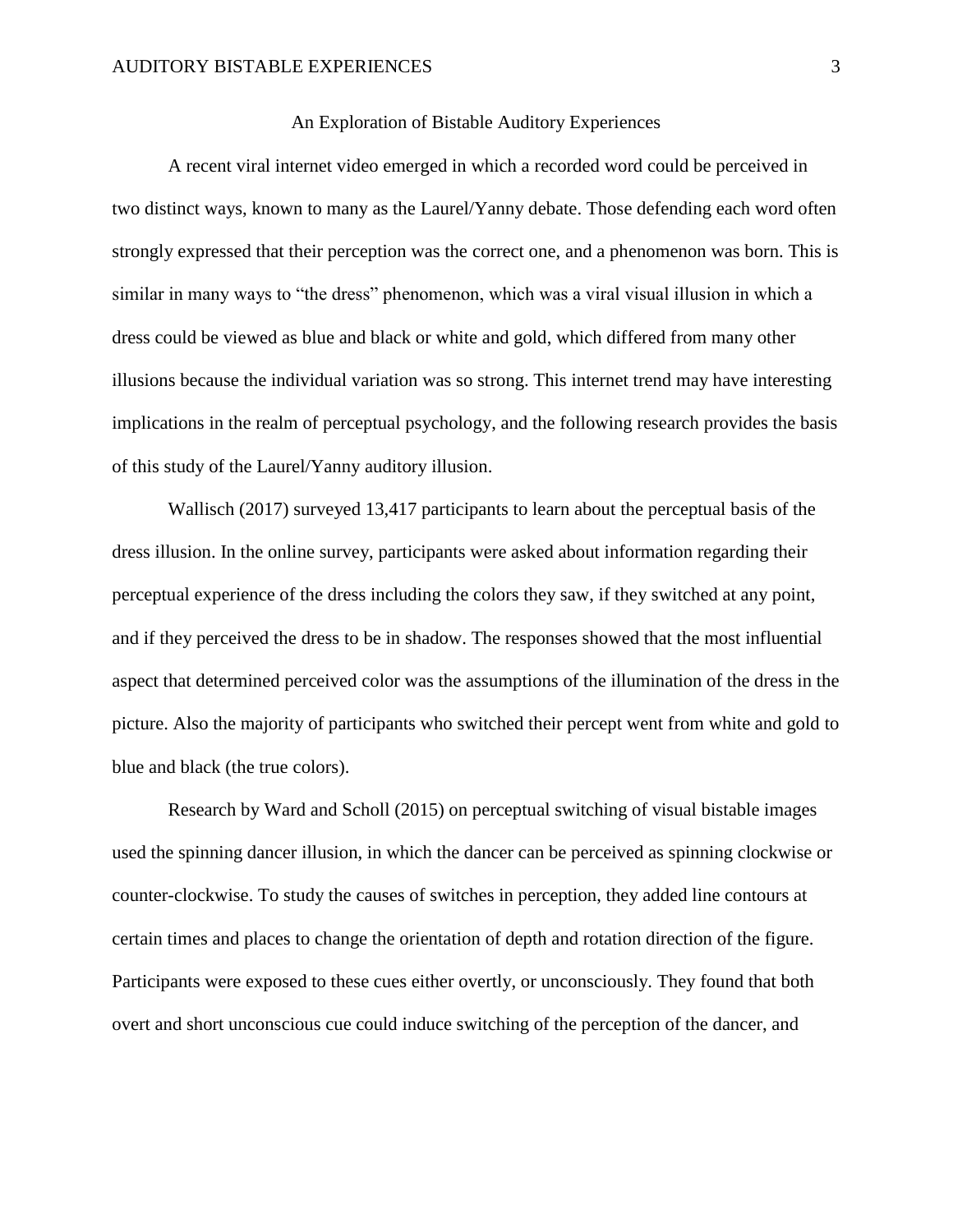# An Exploration of Bistable Auditory Experiences

A recent viral internet video emerged in which a recorded word could be perceived in two distinct ways, known to many as the Laurel/Yanny debate. Those defending each word often strongly expressed that their perception was the correct one, and a phenomenon was born. This is similar in many ways to "the dress" phenomenon, which was a viral visual illusion in which a dress could be viewed as blue and black or white and gold, which differed from many other illusions because the individual variation was so strong. This internet trend may have interesting implications in the realm of perceptual psychology, and the following research provides the basis of this study of the Laurel/Yanny auditory illusion.

Wallisch (2017) surveyed 13,417 participants to learn about the perceptual basis of the dress illusion. In the online survey, participants were asked about information regarding their perceptual experience of the dress including the colors they saw, if they switched at any point, and if they perceived the dress to be in shadow. The responses showed that the most influential aspect that determined perceived color was the assumptions of the illumination of the dress in the picture. Also the majority of participants who switched their percept went from white and gold to blue and black (the true colors).

Research by Ward and Scholl (2015) on perceptual switching of visual bistable images used the spinning dancer illusion, in which the dancer can be perceived as spinning clockwise or counter-clockwise. To study the causes of switches in perception, they added line contours at certain times and places to change the orientation of depth and rotation direction of the figure. Participants were exposed to these cues either overtly, or unconsciously. They found that both overt and short unconscious cue could induce switching of the perception of the dancer, and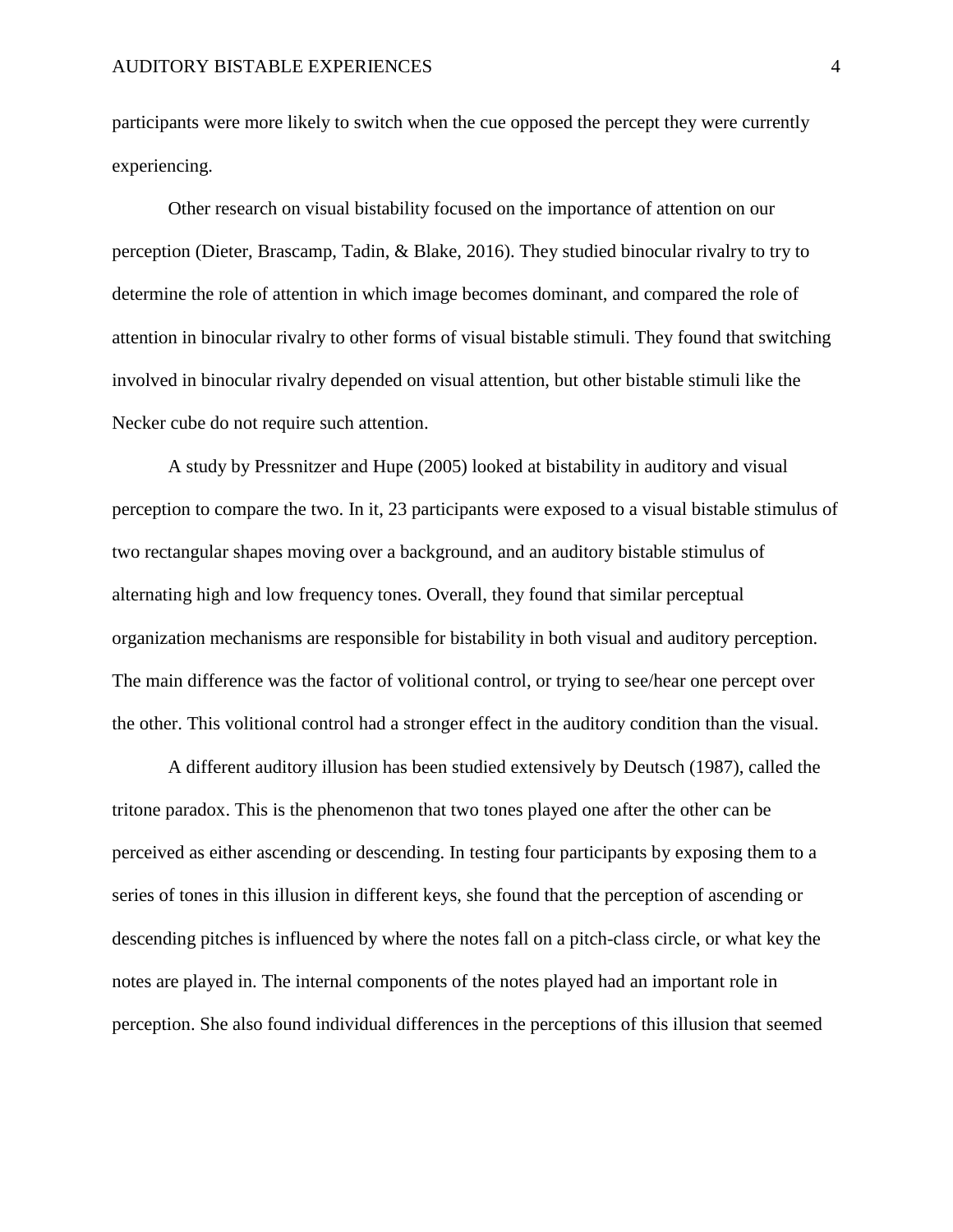participants were more likely to switch when the cue opposed the percept they were currently experiencing.

Other research on visual bistability focused on the importance of attention on our perception (Dieter, Brascamp, Tadin, & Blake, 2016). They studied binocular rivalry to try to determine the role of attention in which image becomes dominant, and compared the role of attention in binocular rivalry to other forms of visual bistable stimuli. They found that switching involved in binocular rivalry depended on visual attention, but other bistable stimuli like the Necker cube do not require such attention.

A study by Pressnitzer and Hupe (2005) looked at bistability in auditory and visual perception to compare the two. In it, 23 participants were exposed to a visual bistable stimulus of two rectangular shapes moving over a background, and an auditory bistable stimulus of alternating high and low frequency tones. Overall, they found that similar perceptual organization mechanisms are responsible for bistability in both visual and auditory perception. The main difference was the factor of volitional control, or trying to see/hear one percept over the other. This volitional control had a stronger effect in the auditory condition than the visual.

A different auditory illusion has been studied extensively by Deutsch (1987), called the tritone paradox. This is the phenomenon that two tones played one after the other can be perceived as either ascending or descending. In testing four participants by exposing them to a series of tones in this illusion in different keys, she found that the perception of ascending or descending pitches is influenced by where the notes fall on a pitch-class circle, or what key the notes are played in. The internal components of the notes played had an important role in perception. She also found individual differences in the perceptions of this illusion that seemed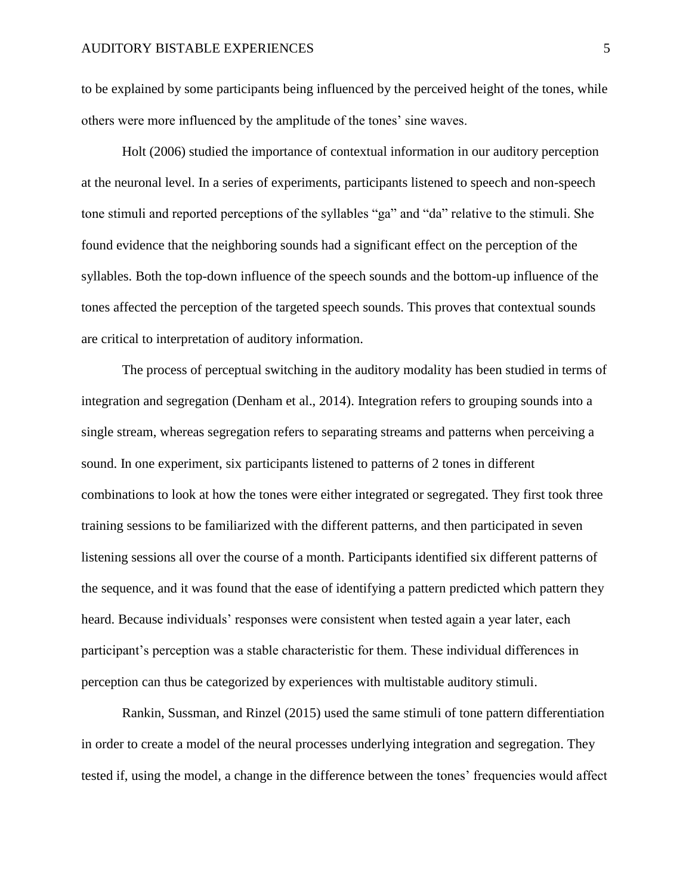to be explained by some participants being influenced by the perceived height of the tones, while others were more influenced by the amplitude of the tones' sine waves.

Holt (2006) studied the importance of contextual information in our auditory perception at the neuronal level. In a series of experiments, participants listened to speech and non-speech tone stimuli and reported perceptions of the syllables "ga" and "da" relative to the stimuli. She found evidence that the neighboring sounds had a significant effect on the perception of the syllables. Both the top-down influence of the speech sounds and the bottom-up influence of the tones affected the perception of the targeted speech sounds. This proves that contextual sounds are critical to interpretation of auditory information.

The process of perceptual switching in the auditory modality has been studied in terms of integration and segregation (Denham et al., 2014). Integration refers to grouping sounds into a single stream, whereas segregation refers to separating streams and patterns when perceiving a sound. In one experiment, six participants listened to patterns of 2 tones in different combinations to look at how the tones were either integrated or segregated. They first took three training sessions to be familiarized with the different patterns, and then participated in seven listening sessions all over the course of a month. Participants identified six different patterns of the sequence, and it was found that the ease of identifying a pattern predicted which pattern they heard. Because individuals' responses were consistent when tested again a year later, each participant's perception was a stable characteristic for them. These individual differences in perception can thus be categorized by experiences with multistable auditory stimuli.

Rankin, Sussman, and Rinzel (2015) used the same stimuli of tone pattern differentiation in order to create a model of the neural processes underlying integration and segregation. They tested if, using the model, a change in the difference between the tones' frequencies would affect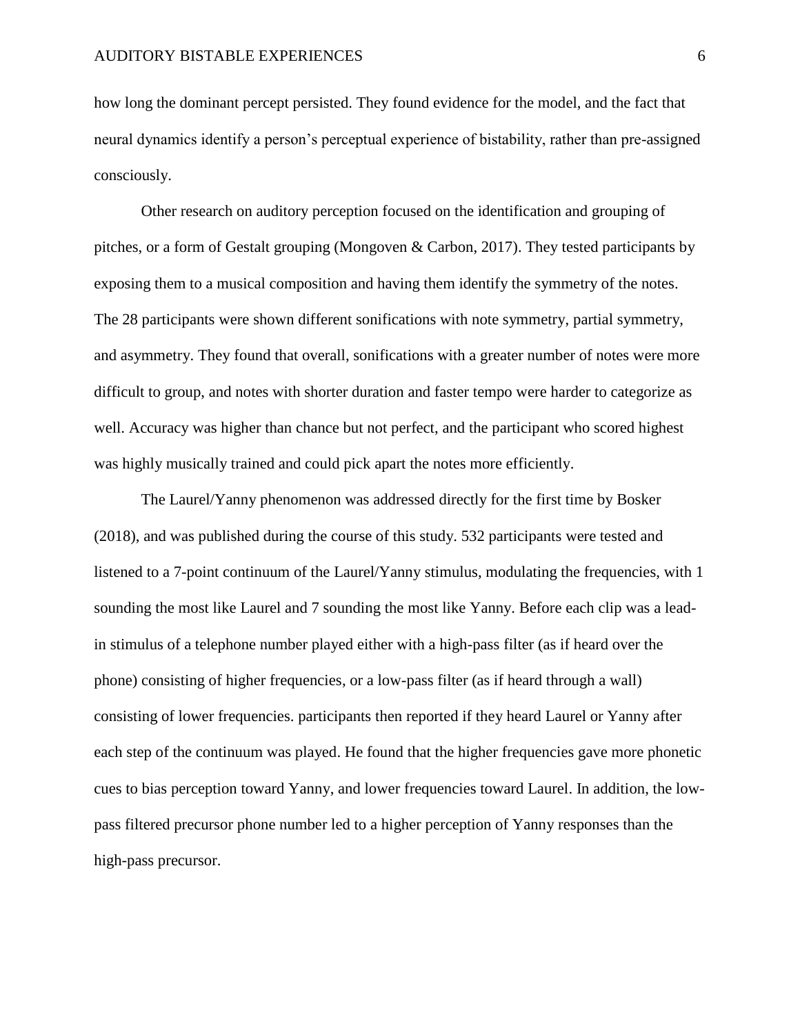how long the dominant percept persisted. They found evidence for the model, and the fact that neural dynamics identify a person's perceptual experience of bistability, rather than pre-assigned consciously.

Other research on auditory perception focused on the identification and grouping of pitches, or a form of Gestalt grouping (Mongoven & Carbon, 2017). They tested participants by exposing them to a musical composition and having them identify the symmetry of the notes. The 28 participants were shown different sonifications with note symmetry, partial symmetry, and asymmetry. They found that overall, sonifications with a greater number of notes were more difficult to group, and notes with shorter duration and faster tempo were harder to categorize as well. Accuracy was higher than chance but not perfect, and the participant who scored highest was highly musically trained and could pick apart the notes more efficiently.

The Laurel/Yanny phenomenon was addressed directly for the first time by Bosker (2018), and was published during the course of this study. 532 participants were tested and listened to a 7-point continuum of the Laurel/Yanny stimulus, modulating the frequencies, with 1 sounding the most like Laurel and 7 sounding the most like Yanny. Before each clip was a lead-in stimulus of a telephone number played either with a high-pass filter (as if heard over the phone) consisting of higher frequencies, or a low-pass filter (as if heard through a wall) consisting of lower frequencies. participants then reported if they heard Laurel or Yanny after each step of the continuum was played. He found that the higher frequencies gave more phonetic cues to bias perception toward Yanny, and lower frequencies toward Laurel. In addition, the low-pass filtered precursor phone number led to a higher perception of Yanny responses than the high-pass precursor.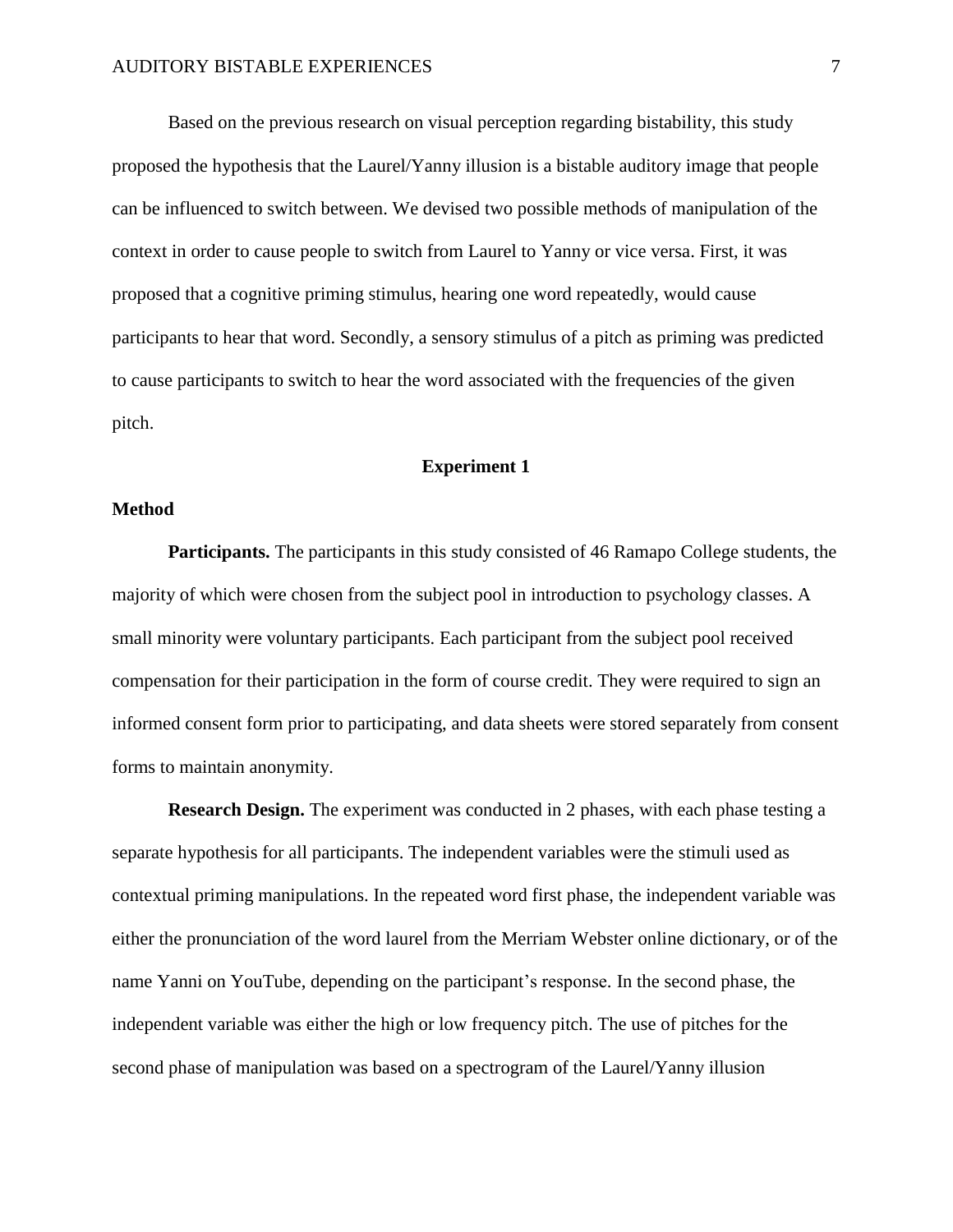Based on the previous research on visual perception regarding bistability, this study proposed the hypothesis that the Laurel/Yanny illusion is a bistable auditory image that people can be influenced to switch between. We devised two possible methods of manipulation of the context in order to cause people to switch from Laurel to Yanny or vice versa. First, it was proposed that a cognitive priming stimulus, hearing one word repeatedly, would cause participants to hear that word. Secondly, a sensory stimulus of a pitch as priming was predicted to cause participants to switch to hear the word associated with the frequencies of the given pitch.

## Experiment 1

### Method

**Participants.** The participants in this study consisted of 46 Ramapo College students, the majority of which were chosen from the subject pool in introduction to psychology classes. A small minority were voluntary participants. Each participant from the subject pool received compensation for their participation in the form of course credit. They were required to sign an informed consent form prior to participating, and data sheets were stored separately from consent forms to maintain anonymity.

**Research Design.** The experiment was conducted in 2 phases, with each phase testing a separate hypothesis for all participants. The independent variables were the stimuli used as contextual priming manipulations. In the repeated word first phase, the independent variable was either the pronunciation of the word laurel from the Merriam Webster online dictionary, or of the name Yanni on YouTube, depending on the participant's response. In the second phase, the independent variable was either the high or low frequency pitch. The use of pitches for the second phase of manipulation was based on a spectrogram of the Laurel/Yanny illusion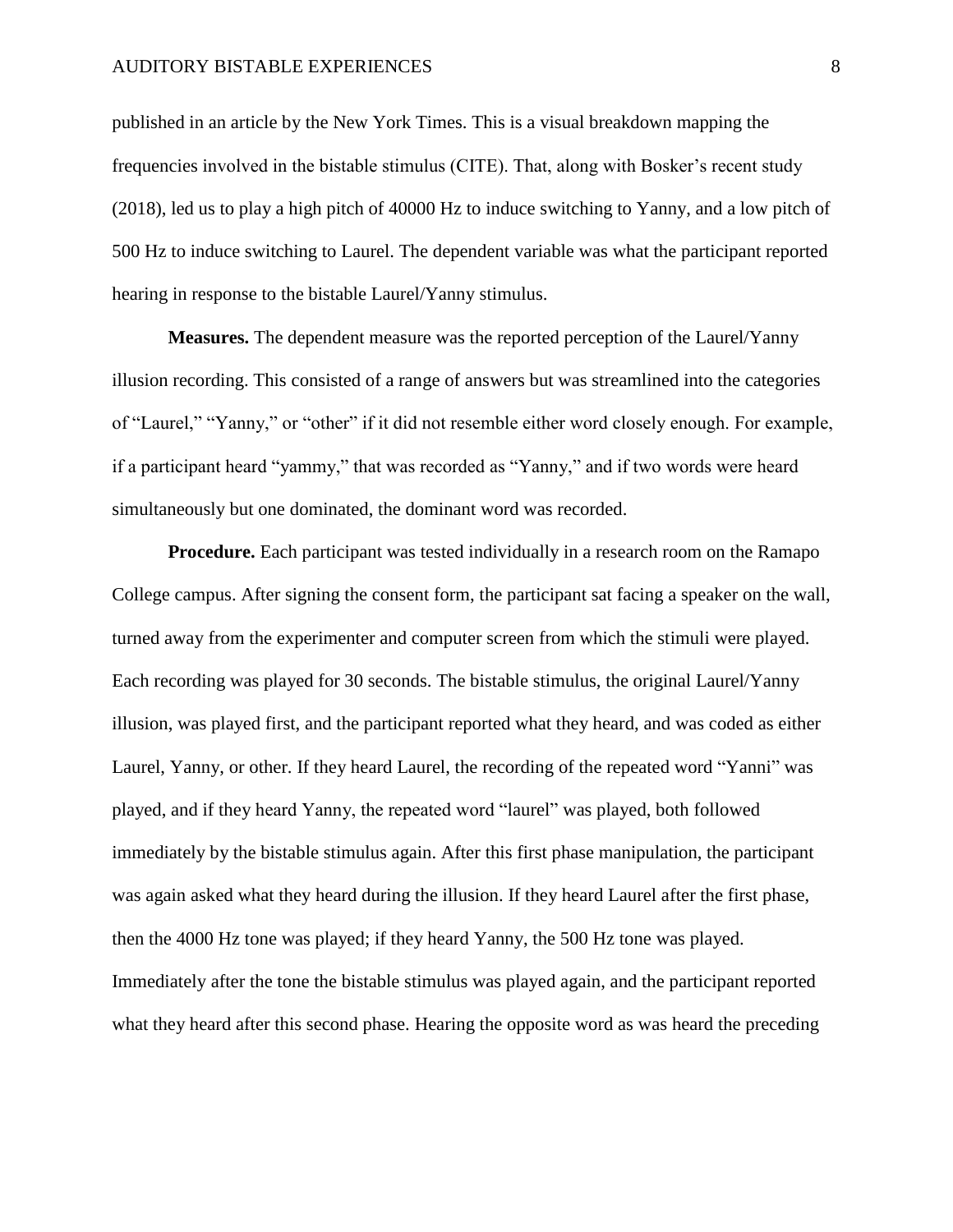published in an article by the New York Times. This is a visual breakdown mapping the frequencies involved in the bistable stimulus (CITE). That, along with Bosker's recent study (2018), led us to play a high pitch of 40000 Hz to induce switching to Yanny, and a low pitch of 500 Hz to induce switching to Laurel. The dependent variable was what the participant reported hearing in response to the bistable Laurel/Yanny stimulus.

**Measures.** The dependent measure was the reported perception of the Laurel/Yanny illusion recording. This consisted of a range of answers but was streamlined into the categories of "Laurel," "Yanny," or "other" if it did not resemble either word closely enough. For example, if a participant heard "yammy," that was recorded as "Yanny," and if two words were heard simultaneously but one dominated, the dominant word was recorded.

**Procedure.** Each participant was tested individually in a research room on the Ramapo College campus. After signing the consent form, the participant sat facing a speaker on the wall, turned away from the experimenter and computer screen from which the stimuli were played. Each recording was played for 30 seconds. The bistable stimulus, the original Laurel/Yanny illusion, was played first, and the participant reported what they heard, and was coded as either Laurel, Yanny, or other. If they heard Laurel, the recording of the repeated word "Yanni" was played, and if they heard Yanny, the repeated word "laurel" was played, both followed immediately by the bistable stimulus again. After this first phase manipulation, the participant was again asked what they heard during the illusion. If they heard Laurel after the first phase, then the 4000 Hz tone was played; if they heard Yanny, the 500 Hz tone was played. Immediately after the tone the bistable stimulus was played again, and the participant reported what they heard after this second phase. Hearing the opposite word as was heard the preceding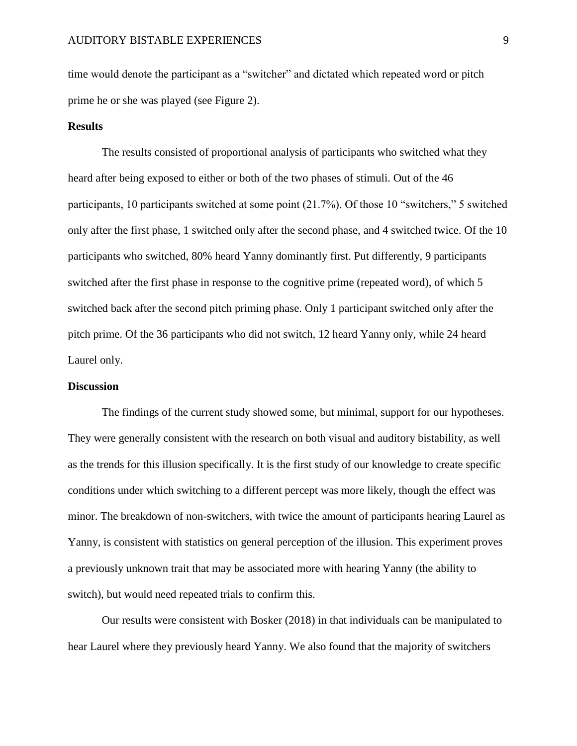time would denote the participant as a "switcher" and dictated which repeated word or pitch prime he or she was played (see Figure 2).

## Results

The results consisted of proportional analysis of participants who switched what they heard after being exposed to either or both of the two phases of stimuli. Out of the 46 participants, 10 participants switched at some point (21.7%). Of those 10 "switchers," 5 switched only after the first phase, 1 switched only after the second phase, and 4 switched twice. Of the 10 participants who switched, 80% heard Yanny dominantly first. Put differently, 9 participants switched after the first phase in response to the cognitive prime (repeated word), of which 5 switched back after the second pitch priming phase. Only 1 participant switched only after the pitch prime. Of the 36 participants who did not switch, 12 heard Yanny only, while 24 heard Laurel only.

## Discussion

The findings of the current study showed some, but minimal, support for our hypotheses. They were generally consistent with the research on both visual and auditory bistability, as well as the trends for this illusion specifically. It is the first study of our knowledge to create specific conditions under which switching to a different percept was more likely, though the effect was minor. The breakdown of non-switchers, with twice the amount of participants hearing Laurel as Yanny, is consistent with statistics on general perception of the illusion. This experiment proves a previously unknown trait that may be associated more with hearing Yanny (the ability to switch), but would need repeated trials to confirm this.

Our results were consistent with Bosker (2018) in that individuals can be manipulated to hear Laurel where they previously heard Yanny. We also found that the majority of switchers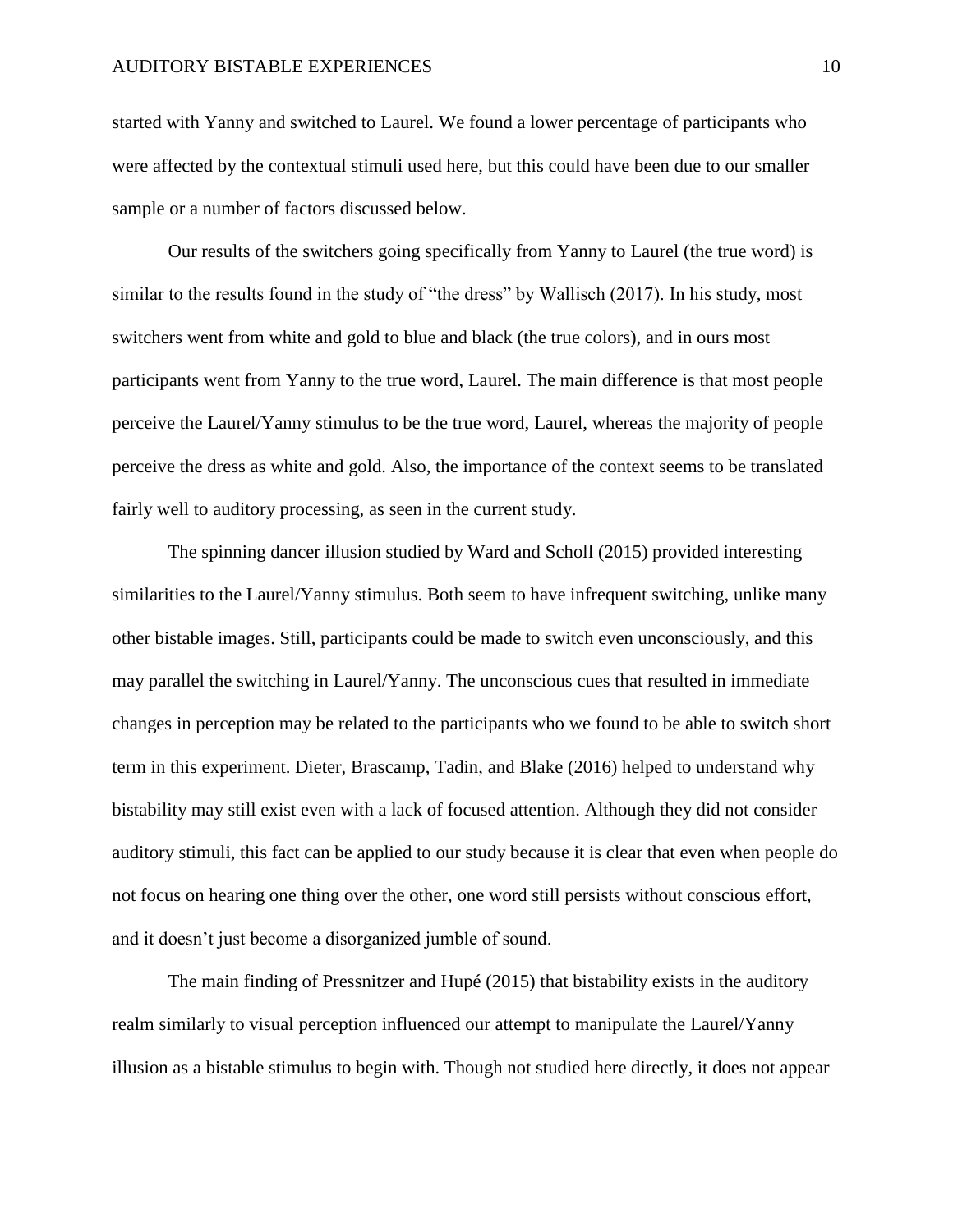started with Yanny and switched to Laurel. We found a lower percentage of participants who were affected by the contextual stimuli used here, but this could have been due to our smaller sample or a number of factors discussed below.

Our results of the switchers going specifically from Yanny to Laurel (the true word) is similar to the results found in the study of "the dress" by Wallisch (2017). In his study, most switchers went from white and gold to blue and black (the true colors), and in ours most participants went from Yanny to the true word, Laurel. The main difference is that most people perceive the Laurel/Yanny stimulus to be the true word, Laurel, whereas the majority of people perceive the dress as white and gold. Also, the importance of the context seems to be translated fairly well to auditory processing, as seen in the current study.

The spinning dancer illusion studied by Ward and Scholl (2015) provided interesting similarities to the Laurel/Yanny stimulus. Both seem to have infrequent switching, unlike many other bistable images. Still, participants could be made to switch even unconsciously, and this may parallel the switching in Laurel/Yanny. The unconscious cues that resulted in immediate changes in perception may be related to the participants who we found to be able to switch short term in this experiment. Dieter, Brascamp, Tadin, and Blake (2016) helped to understand why bistability may still exist even with a lack of focused attention. Although they did not consider auditory stimuli, this fact can be applied to our study because it is clear that even when people do not focus on hearing one thing over the other, one word still persists without conscious effort, and it doesn't just become a disorganized jumble of sound.

The main finding of Pressnitzer and Hupé (2015) that bistability exists in the auditory realm similarly to visual perception influenced our attempt to manipulate the Laurel/Yanny illusion as a bistable stimulus to begin with. Though not studied here directly, it does not appear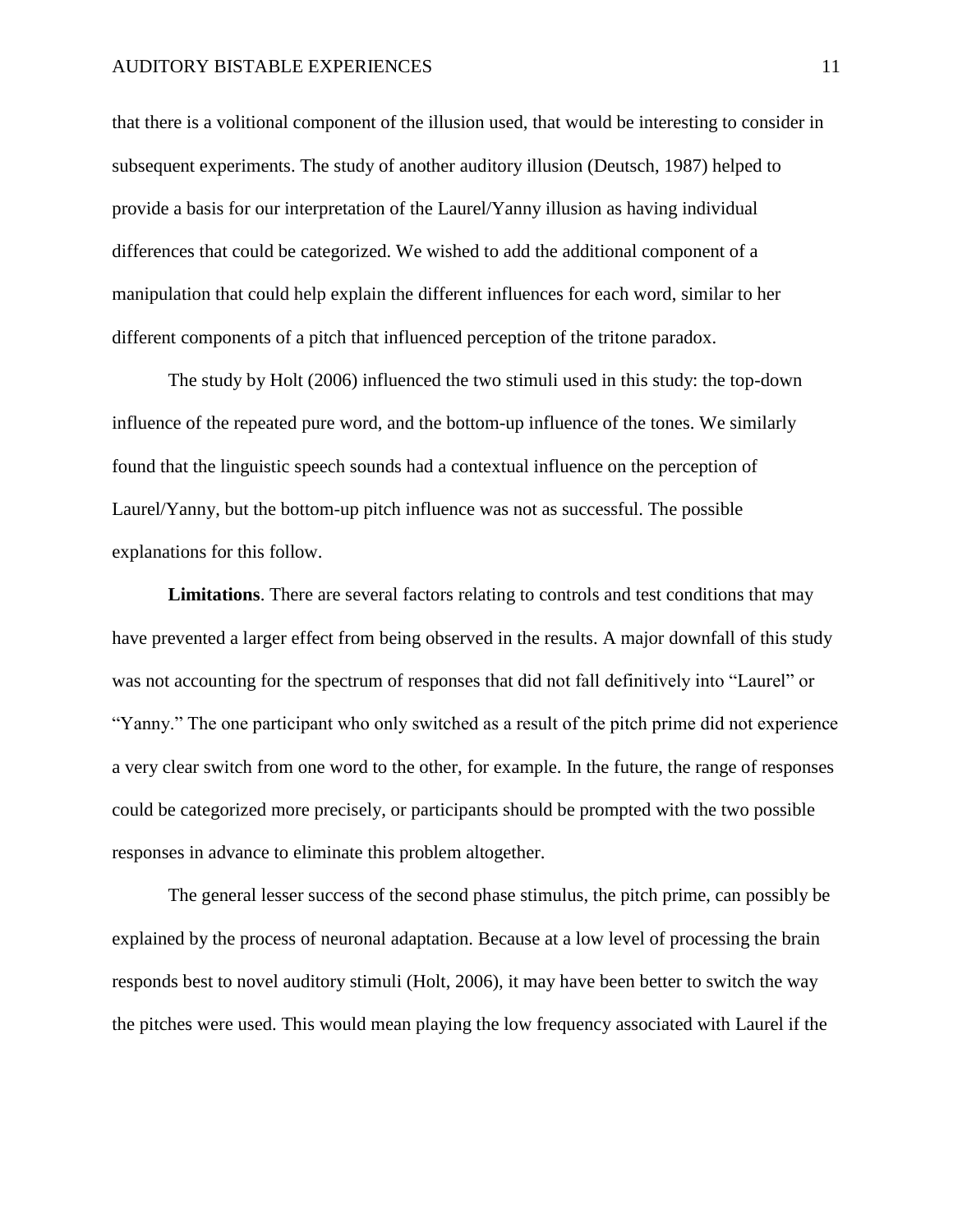that there is a volitional component of the illusion used, that would be interesting to consider in subsequent experiments. The study of another auditory illusion (Deutsch, 1987) helped to provide a basis for our interpretation of the Laurel/Yanny illusion as having individual differences that could be categorized. We wished to add the additional component of a manipulation that could help explain the different influences for each word, similar to her different components of a pitch that influenced perception of the tritone paradox.

The study by Holt (2006) influenced the two stimuli used in this study: the top-down influence of the repeated pure word, and the bottom-up influence of the tones. We similarly found that the linguistic speech sounds had a contextual influence on the perception of Laurel/Yanny, but the bottom-up pitch influence was not as successful. The possible explanations for this follow.

**Limitations**. There are several factors relating to controls and test conditions that may have prevented a larger effect from being observed in the results. A major downfall of this study was not accounting for the spectrum of responses that did not fall definitively into "Laurel" or "Yanny." The one participant who only switched as a result of the pitch prime did not experience a very clear switch from one word to the other, for example. In the future, the range of responses could be categorized more precisely, or participants should be prompted with the two possible responses in advance to eliminate this problem altogether.

The general lesser success of the second phase stimulus, the pitch prime, can possibly be explained by the process of neuronal adaptation. Because at a low level of processing the brain responds best to novel auditory stimuli (Holt, 2006), it may have been better to switch the way the pitches were used. This would mean playing the low frequency associated with Laurel if the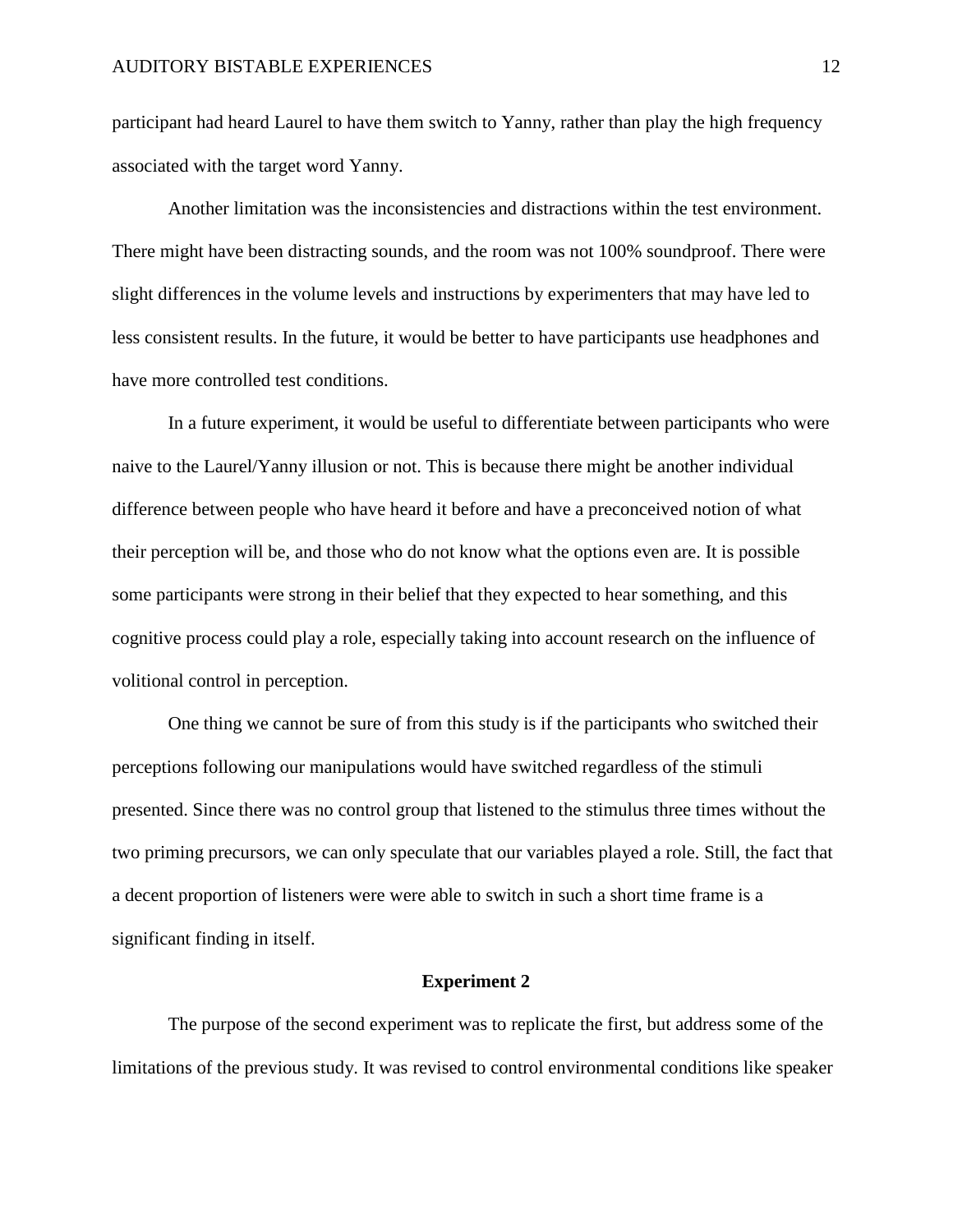participant had heard Laurel to have them switch to Yanny, rather than play the high frequency associated with the target word Yanny.

Another limitation was the inconsistencies and distractions within the test environment. There might have been distracting sounds, and the room was not 100% soundproof. There were slight differences in the volume levels and instructions by experimenters that may have led to less consistent results. In the future, it would be better to have participants use headphones and have more controlled test conditions.

In a future experiment, it would be useful to differentiate between participants who were naive to the Laurel/Yanny illusion or not. This is because there might be another individual difference between people who have heard it before and have a preconceived notion of what their perception will be, and those who do not know what the options even are. It is possible some participants were strong in their belief that they expected to hear something, and this cognitive process could play a role, especially taking into account research on the influence of volitional control in perception.

One thing we cannot be sure of from this study is if the participants who switched their perceptions following our manipulations would have switched regardless of the stimuli presented. Since there was no control group that listened to the stimulus three times without the two priming precursors, we can only speculate that our variables played a role. Still, the fact that a decent proportion of listeners were were able to switch in such a short time frame is a significant finding in itself.

## Experiment 2

The purpose of the second experiment was to replicate the first, but address some of the limitations of the previous study. It was revised to control environmental conditions like speaker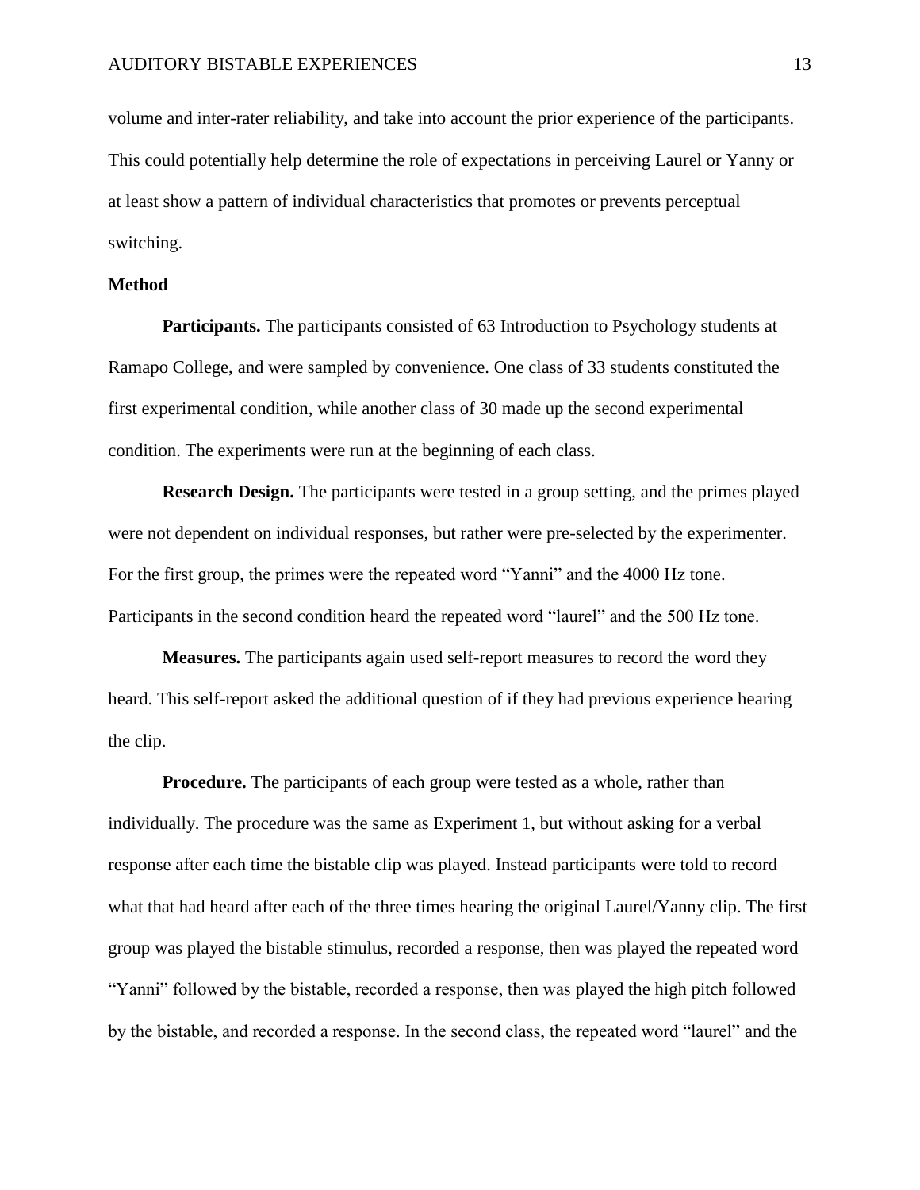volume and inter-rater reliability, and take into account the prior experience of the participants. This could potentially help determine the role of expectations in perceiving Laurel or Yanny or at least show a pattern of individual characteristics that promotes or prevents perceptual switching.

## Method

**Participants.** The participants consisted of 63 Introduction to Psychology students at Ramapo College, and were sampled by convenience. One class of 33 students constituted the first experimental condition, while another class of 30 made up the second experimental condition. The experiments were run at the beginning of each class.

**Research Design.** The participants were tested in a group setting, and the primes played were not dependent on individual responses, but rather were pre-selected by the experimenter. For the first group, the primes were the repeated word "Yanni" and the 4000 Hz tone. Participants in the second condition heard the repeated word "laurel" and the 500 Hz tone.

**Measures.** The participants again used self-report measures to record the word they heard. This self-report asked the additional question of if they had previous experience hearing the clip.

**Procedure.** The participants of each group were tested as a whole, rather than individually. The procedure was the same as Experiment 1, but without asking for a verbal response after each time the bistable clip was played. Instead participants were told to record what that had heard after each of the three times hearing the original Laurel/Yanny clip. The first group was played the bistable stimulus, recorded a response, then was played the repeated word "Yanni" followed by the bistable, recorded a response, then was played the high pitch followed by the bistable, and recorded a response. In the second class, the repeated word "laurel" and the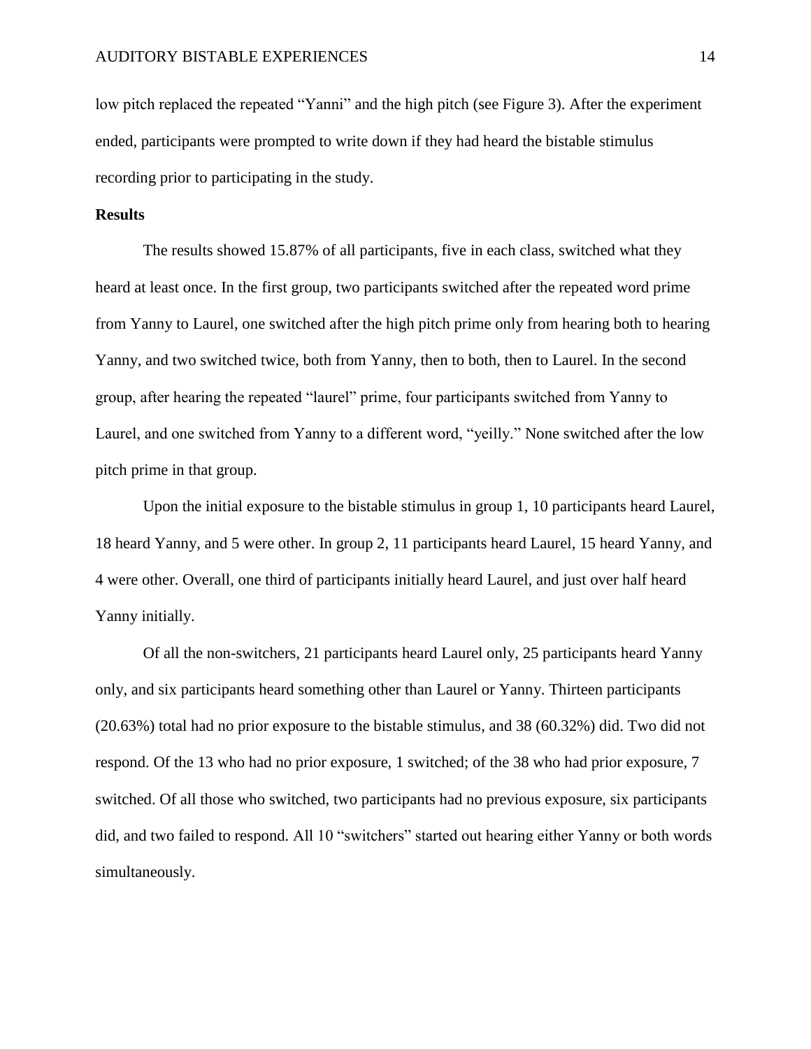low pitch replaced the repeated "Yanni" and the high pitch (see Figure 3). After the experiment ended, participants were prompted to write down if they had heard the bistable stimulus recording prior to participating in the study.

## Results

The results showed 15.87% of all participants, five in each class, switched what they heard at least once. In the first group, two participants switched after the repeated word prime from Yanny to Laurel, one switched after the high pitch prime only from hearing both to hearing Yanny, and two switched twice, both from Yanny, then to both, then to Laurel. In the second group, after hearing the repeated "laurel" prime, four participants switched from Yanny to Laurel, and one switched from Yanny to a different word, "yeilly." None switched after the low pitch prime in that group.

Upon the initial exposure to the bistable stimulus in group 1, 10 participants heard Laurel, 18 heard Yanny, and 5 were other. In group 2, 11 participants heard Laurel, 15 heard Yanny, and 4 were other. Overall, one third of participants initially heard Laurel, and just over half heard Yanny initially.

Of all the non-switchers, 21 participants heard Laurel only, 25 participants heard Yanny only, and six participants heard something other than Laurel or Yanny. Thirteen participants (20.63%) total had no prior exposure to the bistable stimulus, and 38 (60.32%) did. Two did not respond. Of the 13 who had no prior exposure, 1 switched; of the 38 who had prior exposure, 7 switched. Of all those who switched, two participants had no previous exposure, six participants did, and two failed to respond. All 10 "switchers" started out hearing either Yanny or both words simultaneously.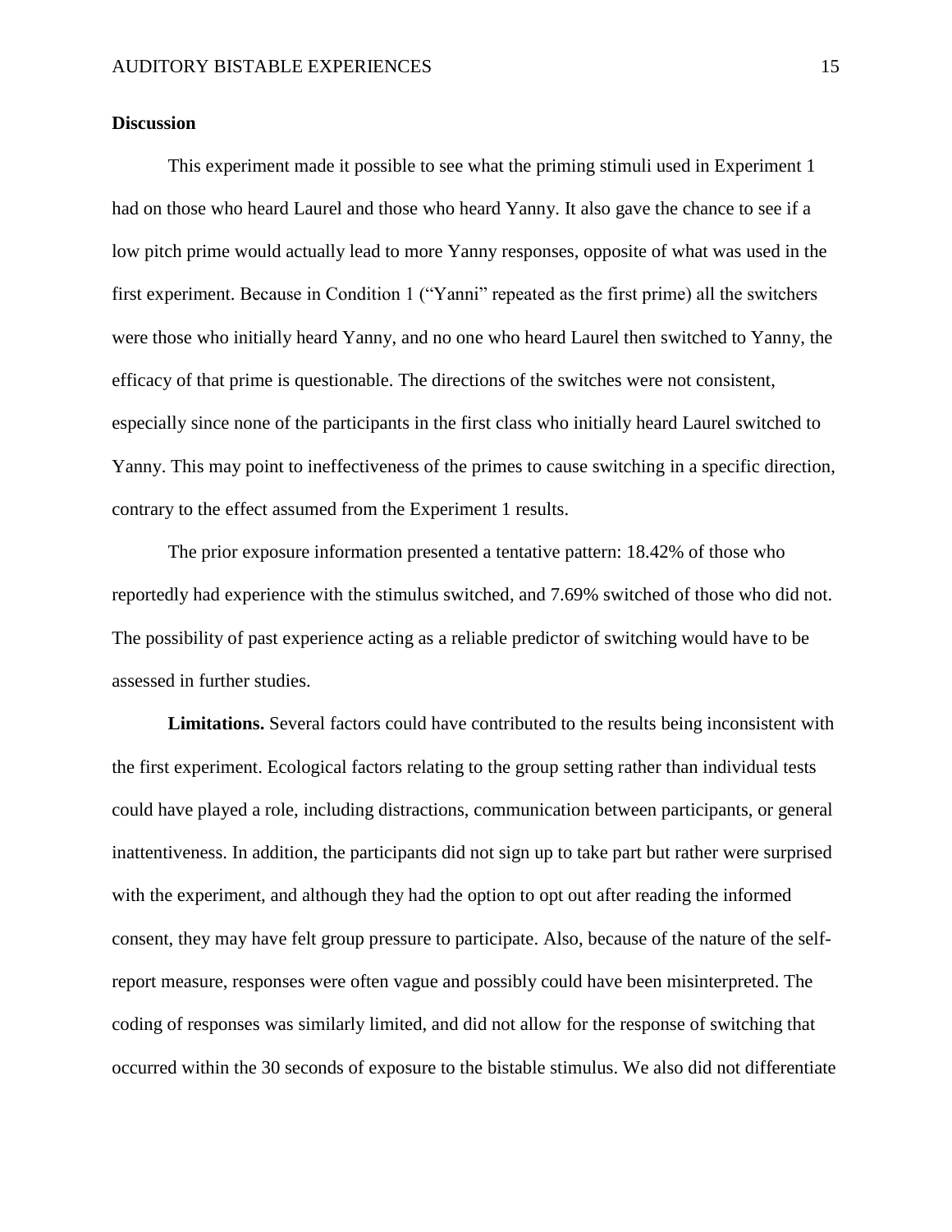## Discussion

This experiment made it possible to see what the priming stimuli used in Experiment 1 had on those who heard Laurel and those who heard Yanny. It also gave the chance to see if a low pitch prime would actually lead to more Yanny responses, opposite of what was used in the first experiment. Because in Condition 1 ("Yanni" repeated as the first prime) all the switchers were those who initially heard Yanny, and no one who heard Laurel then switched to Yanny, the efficacy of that prime is questionable. The directions of the switches were not consistent, especially since none of the participants in the first class who initially heard Laurel switched to Yanny. This may point to ineffectiveness of the primes to cause switching in a specific direction, contrary to the effect assumed from the Experiment 1 results.

The prior exposure information presented a tentative pattern: 18.42% of those who reportedly had experience with the stimulus switched, and 7.69% switched of those who did not. The possibility of past experience acting as a reliable predictor of switching would have to be assessed in further studies.

**Limitations.** Several factors could have contributed to the results being inconsistent with the first experiment. Ecological factors relating to the group setting rather than individual tests could have played a role, including distractions, communication between participants, or general inattentiveness. In addition, the participants did not sign up to take part but rather were surprised with the experiment, and although they had the option to opt out after reading the informed consent, they may have felt group pressure to participate. Also, because of the nature of the self-report measure, responses were often vague and possibly could have been misinterpreted. The coding of responses was similarly limited, and did not allow for the response of switching that occurred within the 30 seconds of exposure to the bistable stimulus. We also did not differentiate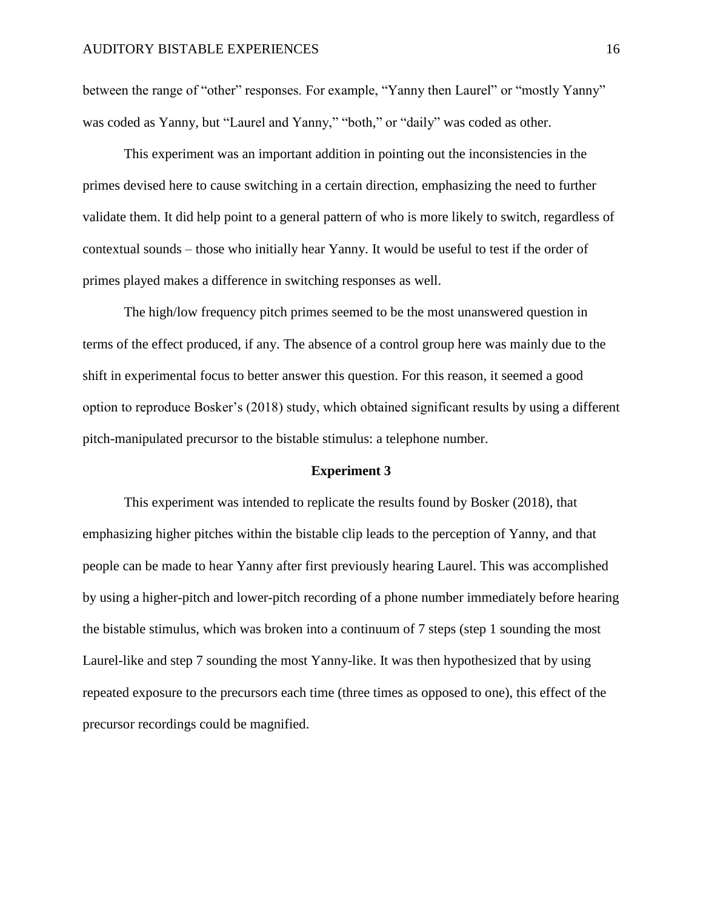between the range of "other" responses. For example, "Yanny then Laurel" or "mostly Yanny" was coded as Yanny, but "Laurel and Yanny," "both," or "daily" was coded as other.

This experiment was an important addition in pointing out the inconsistencies in the primes devised here to cause switching in a certain direction, emphasizing the need to further validate them. It did help point to a general pattern of who is more likely to switch, regardless of contextual sounds – those who initially hear Yanny. It would be useful to test if the order of primes played makes a difference in switching responses as well.

The high/low frequency pitch primes seemed to be the most unanswered question in terms of the effect produced, if any. The absence of a control group here was mainly due to the shift in experimental focus to better answer this question. For this reason, it seemed a good option to reproduce Bosker's (2018) study, which obtained significant results by using a different pitch-manipulated precursor to the bistable stimulus: a telephone number.

## Experiment 3

This experiment was intended to replicate the results found by Bosker (2018), that emphasizing higher pitches within the bistable clip leads to the perception of Yanny, and that people can be made to hear Yanny after first previously hearing Laurel. This was accomplished by using a higher-pitch and lower-pitch recording of a phone number immediately before hearing the bistable stimulus, which was broken into a continuum of 7 steps (step 1 sounding the most Laurel-like and step 7 sounding the most Yanny-like. It was then hypothesized that by using repeated exposure to the precursors each time (three times as opposed to one), this effect of the precursor recordings could be magnified.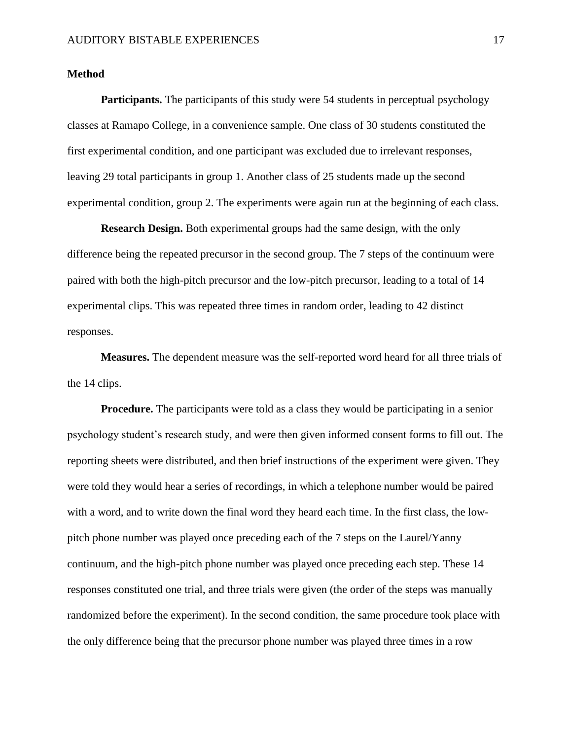## Method

**Participants.** The participants of this study were 54 students in perceptual psychology classes at Ramapo College, in a convenience sample. One class of 30 students constituted the first experimental condition, and one participant was excluded due to irrelevant responses, leaving 29 total participants in group 1. Another class of 25 students made up the second experimental condition, group 2. The experiments were again run at the beginning of each class.

**Research Design.** Both experimental groups had the same design, with the only difference being the repeated precursor in the second group. The 7 steps of the continuum were paired with both the high-pitch precursor and the low-pitch precursor, leading to a total of 14 experimental clips. This was repeated three times in random order, leading to 42 distinct responses.

**Measures.** The dependent measure was the self-reported word heard for all three trials of the 14 clips.

**Procedure.** The participants were told as a class they would be participating in a senior psychology student's research study, and were then given informed consent forms to fill out. The reporting sheets were distributed, and then brief instructions of the experiment were given. They were told they would hear a series of recordings, in which a telephone number would be paired with a word, and to write down the final word they heard each time. In the first class, the low-pitch phone number was played once preceding each of the 7 steps on the Laurel/Yanny continuum, and the high-pitch phone number was played once preceding each step. These 14 responses constituted one trial, and three trials were given (the order of the steps was manually randomized before the experiment). In the second condition, the same procedure took place with the only difference being that the precursor phone number was played three times in a row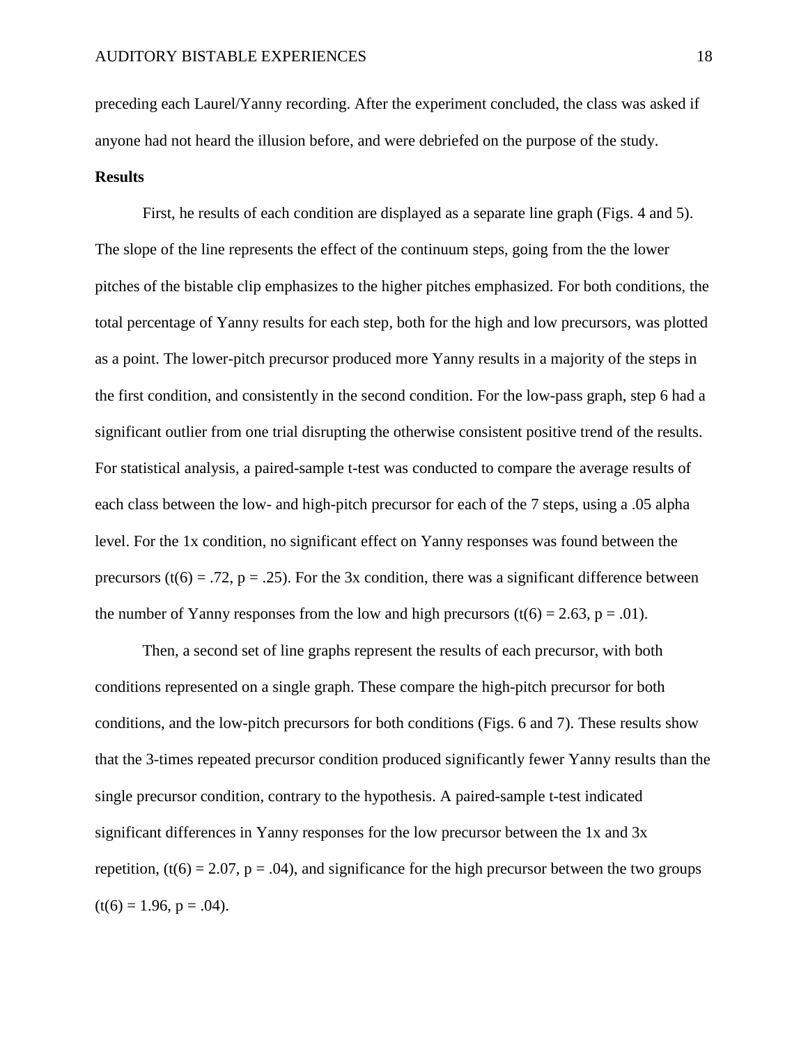preceding each Laurel/Yanny recording. After the experiment concluded, the class was asked if anyone had not heard the illusion before, and were debriefed on the purpose of the study.

**Results**

First, he results of each condition are displayed as a separate line graph (Figs. 4 and 5). The slope of the line represents the effect of the continuum steps, going from the the lower pitches of the bistable clip emphasizes to the higher pitches emphasized. For both conditions, the total percentage of Yanny results for each step, both for the high and low precursors, was plotted as a point. The lower-pitch precursor produced more Yanny results in a majority of the steps in the first condition, and consistently in the second condition. For the low-pass graph, step 6 had a significant outlier from one trial disrupting the otherwise consistent positive trend of the results. For statistical analysis, a paired-sample t-test was conducted to compare the average results of each class between the low- and high-pitch precursor for each of the 7 steps, using a .05 alpha level. For the 1x condition, no significant effect on Yanny responses was found between the precursors ($t(6) = .72$, $p = .25$). For the 3x condition, there was a significant difference between the number of Yanny responses from the low and high precursors ($t(6) = 2.63$, $p = .01$).

Then, a second set of line graphs represent the results of each precursor, with both conditions represented on a single graph. These compare the high-pitch precursor for both conditions, and the low-pitch precursors for both conditions (Figs. 6 and 7). These results show that the 3-times repeated precursor condition produced significantly fewer Yanny results than the single precursor condition, contrary to the hypothesis. A paired-sample t-test indicated significant differences in Yanny responses for the low precursor between the 1x and 3x repetition, ($t(6) = 2.07$, $p = .04$), and significance for the high precursor between the two groups ($t(6) = 1.96$, $p = .04$).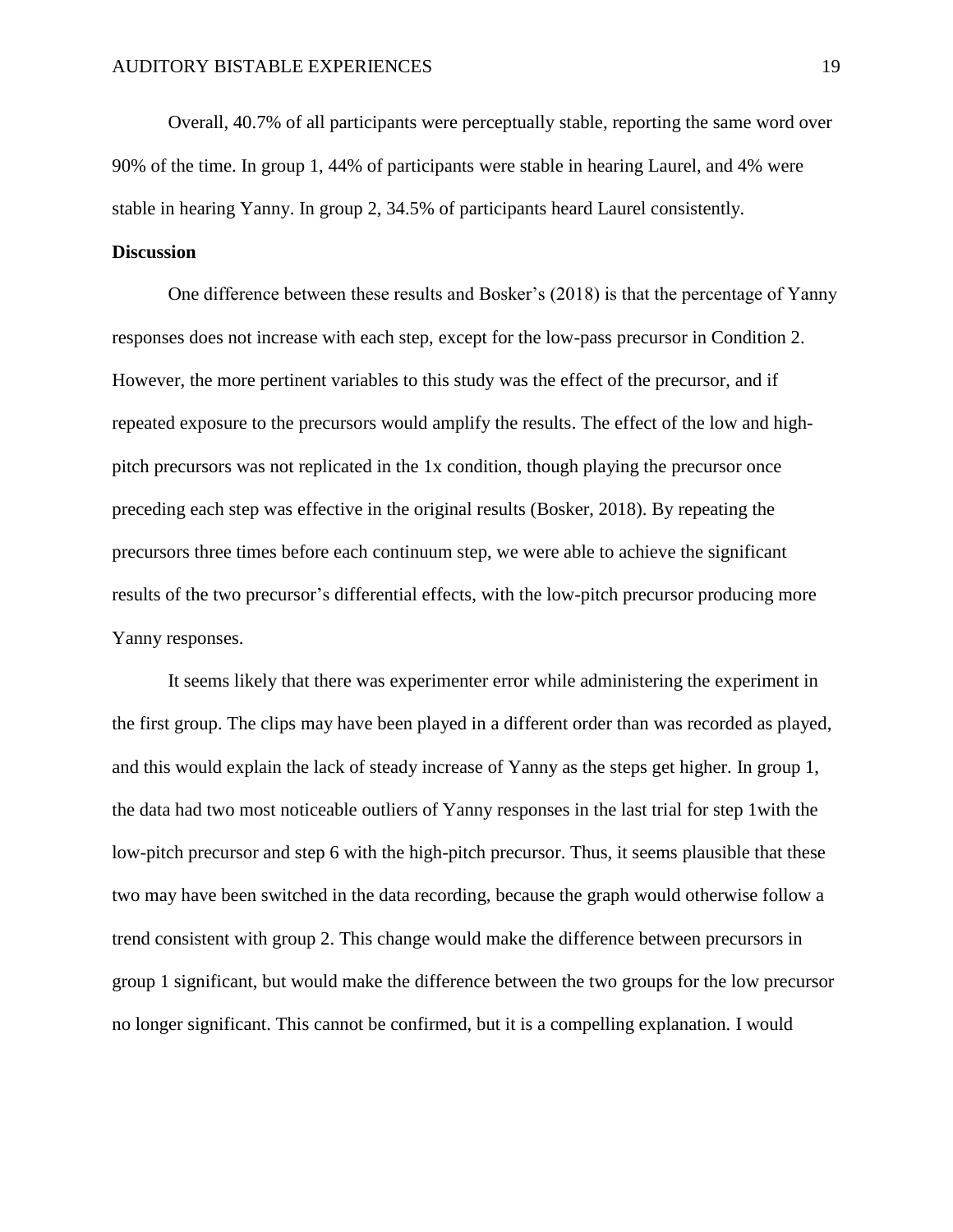Overall, 40.7% of all participants were perceptually stable, reporting the same word over 90% of the time. In group 1, 44% of participants were stable in hearing Laurel, and 4% were stable in hearing Yanny. In group 2, 34.5% of participants heard Laurel consistently.

**Discussion**

One difference between these results and Bosker's (2018) is that the percentage of Yanny responses does not increase with each step, except for the low-pass precursor in Condition 2. However, the more pertinent variables to this study was the effect of the precursor, and if repeated exposure to the precursors would amplify the results. The effect of the low and high-pitch precursors was not replicated in the 1x condition, though playing the precursor once preceding each step was effective in the original results (Bosker, 2018). By repeating the precursors three times before each continuum step, we were able to achieve the significant results of the two precursor's differential effects, with the low-pitch precursor producing more Yanny responses.

It seems likely that there was experimenter error while administering the experiment in the first group. The clips may have been played in a different order than was recorded as played, and this would explain the lack of steady increase of Yanny as the steps get higher. In group 1, the data had two most noticeable outliers of Yanny responses in the last trial for step 1with the low-pitch precursor and step 6 with the high-pitch precursor. Thus, it seems plausible that these two may have been switched in the data recording, because the graph would otherwise follow a trend consistent with group 2. This change would make the difference between precursors in group 1 significant, but would make the difference between the two groups for the low precursor no longer significant. This cannot be confirmed, but it is a compelling explanation. I would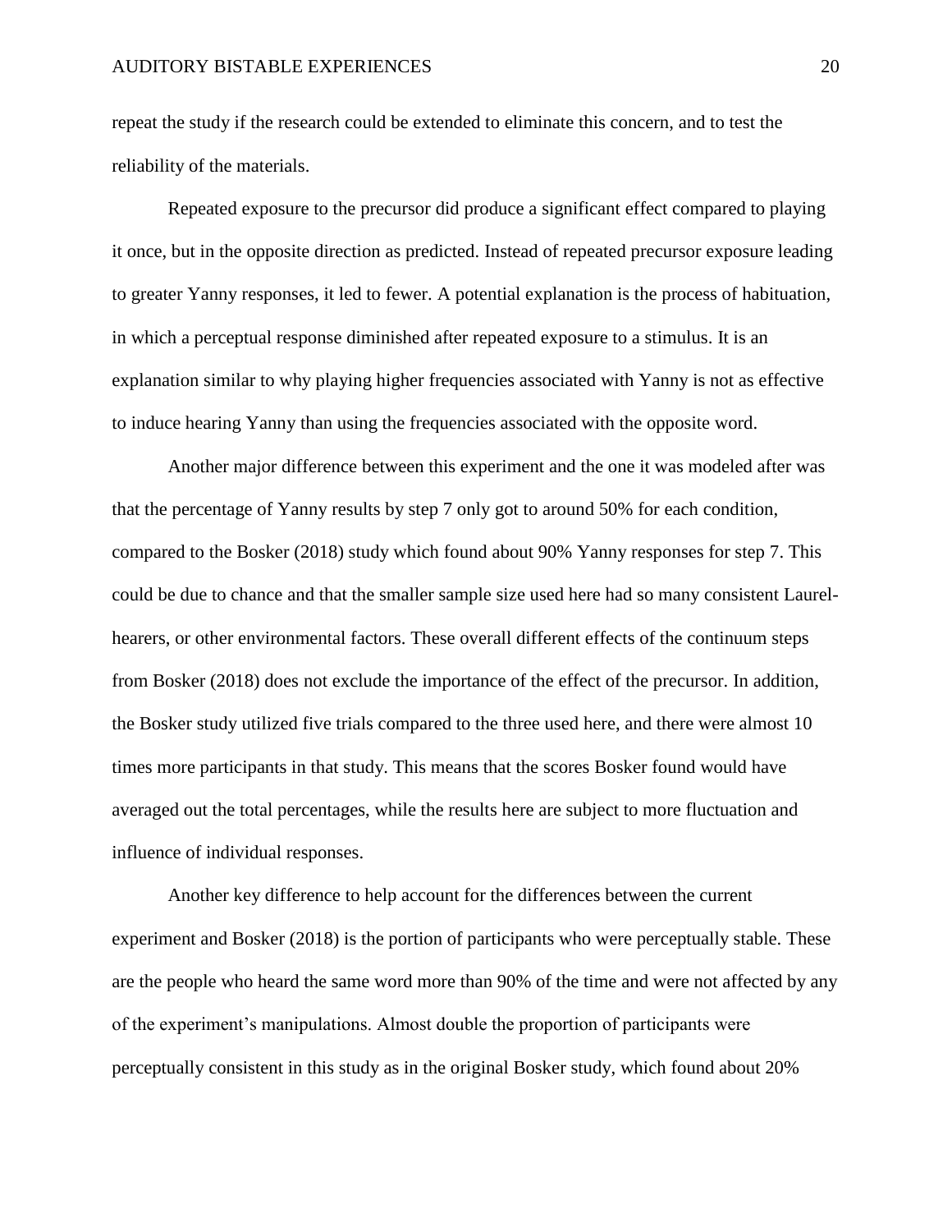repeat the study if the research could be extended to eliminate this concern, and to test the reliability of the materials.

Repeated exposure to the precursor did produce a significant effect compared to playing it once, but in the opposite direction as predicted. Instead of repeated precursor exposure leading to greater Yanny responses, it led to fewer. A potential explanation is the process of habituation, in which a perceptual response diminished after repeated exposure to a stimulus. It is an explanation similar to why playing higher frequencies associated with Yanny is not as effective to induce hearing Yanny than using the frequencies associated with the opposite word.

Another major difference between this experiment and the one it was modeled after was that the percentage of Yanny results by step 7 only got to around 50% for each condition, compared to the Bosker (2018) study which found about 90% Yanny responses for step 7. This could be due to chance and that the smaller sample size used here had so many consistent Laurel-hearers, or other environmental factors. These overall different effects of the continuum steps from Bosker (2018) does not exclude the importance of the effect of the precursor. In addition, the Bosker study utilized five trials compared to the three used here, and there were almost 10 times more participants in that study. This means that the scores Bosker found would have averaged out the total percentages, while the results here are subject to more fluctuation and influence of individual responses.

Another key difference to help account for the differences between the current experiment and Bosker (2018) is the portion of participants who were perceptually stable. These are the people who heard the same word more than 90% of the time and were not affected by any of the experiment's manipulations. Almost double the proportion of participants were perceptually consistent in this study as in the original Bosker study, which found about 20%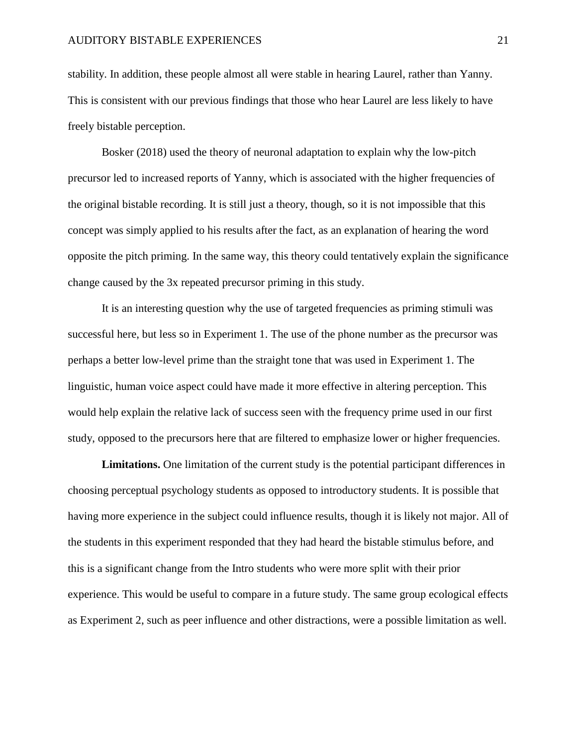stability. In addition, these people almost all were stable in hearing Laurel, rather than Yanny. This is consistent with our previous findings that those who hear Laurel are less likely to have freely bistable perception.

Bosker (2018) used the theory of neuronal adaptation to explain why the low-pitch precursor led to increased reports of Yanny, which is associated with the higher frequencies of the original bistable recording. It is still just a theory, though, so it is not impossible that this concept was simply applied to his results after the fact, as an explanation of hearing the word opposite the pitch priming. In the same way, this theory could tentatively explain the significance change caused by the 3x repeated precursor priming in this study.

It is an interesting question why the use of targeted frequencies as priming stimuli was successful here, but less so in Experiment 1. The use of the phone number as the precursor was perhaps a better low-level prime than the straight tone that was used in Experiment 1. The linguistic, human voice aspect could have made it more effective in altering perception. This would help explain the relative lack of success seen with the frequency prime used in our first study, opposed to the precursors here that are filtered to emphasize lower or higher frequencies.

**Limitations.** One limitation of the current study is the potential participant differences in choosing perceptual psychology students as opposed to introductory students. It is possible that having more experience in the subject could influence results, though it is likely not major. All of the students in this experiment responded that they had heard the bistable stimulus before, and this is a significant change from the Intro students who were more split with their prior experience. This would be useful to compare in a future study. The same group ecological effects as Experiment 2, such as peer influence and other distractions, were a possible limitation as well.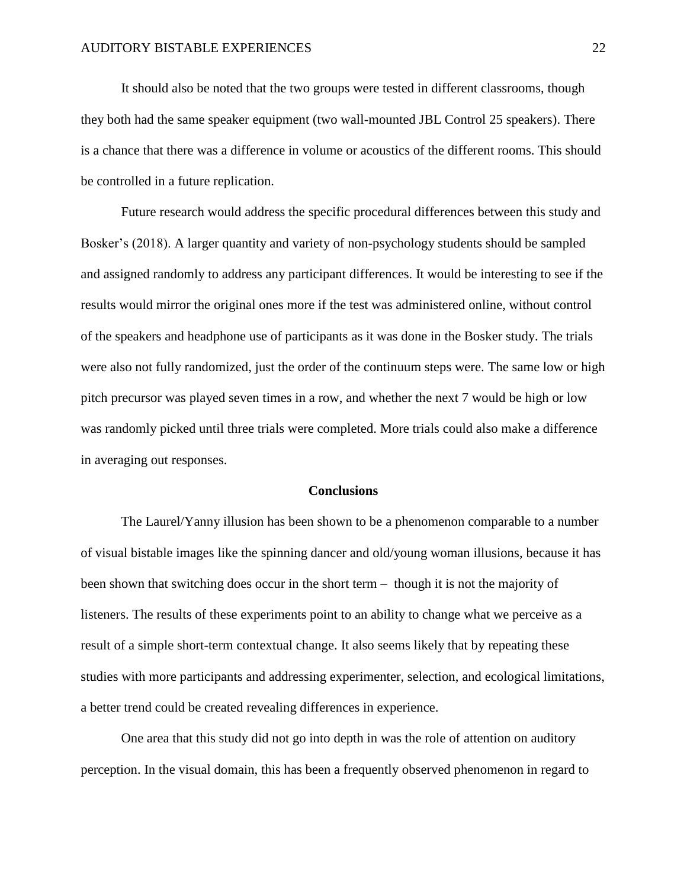It should also be noted that the two groups were tested in different classrooms, though they both had the same speaker equipment (two wall-mounted JBL Control 25 speakers). There is a chance that there was a difference in volume or acoustics of the different rooms. This should be controlled in a future replication.

Future research would address the specific procedural differences between this study and Bosker's (2018). A larger quantity and variety of non-psychology students should be sampled and assigned randomly to address any participant differences. It would be interesting to see if the results would mirror the original ones more if the test was administered online, without control of the speakers and headphone use of participants as it was done in the Bosker study. The trials were also not fully randomized, just the order of the continuum steps were. The same low or high pitch precursor was played seven times in a row, and whether the next 7 would be high or low was randomly picked until three trials were completed. More trials could also make a difference in averaging out responses.

## Conclusions

The Laurel/Yanny illusion has been shown to be a phenomenon comparable to a number of visual bistable images like the spinning dancer and old/young woman illusions, because it has been shown that switching does occur in the short term – though it is not the majority of listeners. The results of these experiments point to an ability to change what we perceive as a result of a simple short-term contextual change. It also seems likely that by repeating these studies with more participants and addressing experimenter, selection, and ecological limitations, a better trend could be created revealing differences in experience.

One area that this study did not go into depth in was the role of attention on auditory perception. In the visual domain, this has been a frequently observed phenomenon in regard to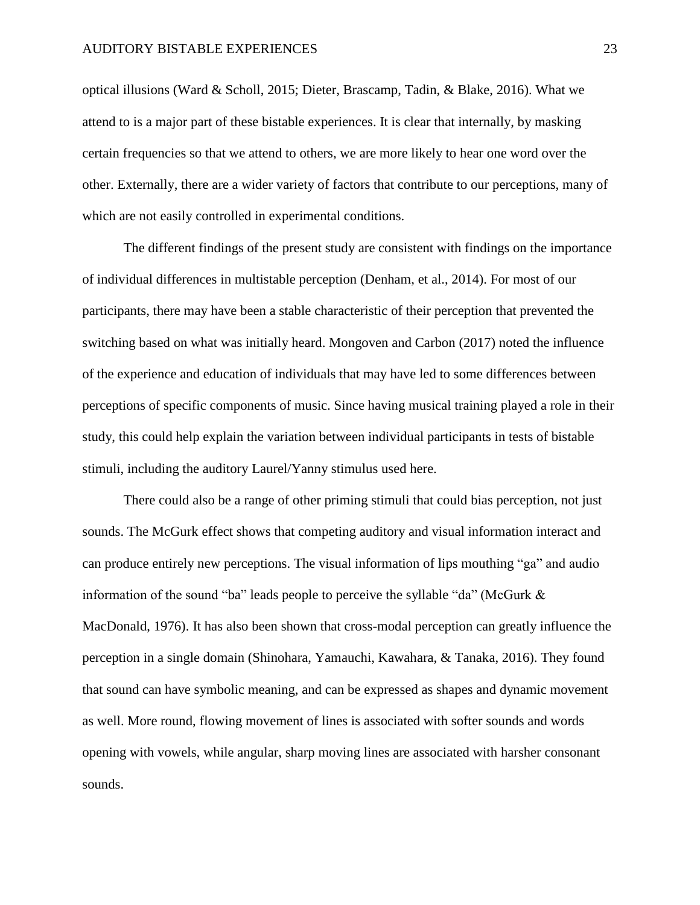optical illusions (Ward & Scholl, 2015; Dieter, Brascamp, Tadin, & Blake, 2016). What we attend to is a major part of these bistable experiences. It is clear that internally, by masking certain frequencies so that we attend to others, we are more likely to hear one word over the other. Externally, there are a wider variety of factors that contribute to our perceptions, many of which are not easily controlled in experimental conditions.

The different findings of the present study are consistent with findings on the importance of individual differences in multistable perception (Denham, et al., 2014). For most of our participants, there may have been a stable characteristic of their perception that prevented the switching based on what was initially heard. Mongoven and Carbon (2017) noted the influence of the experience and education of individuals that may have led to some differences between perceptions of specific components of music. Since having musical training played a role in their study, this could help explain the variation between individual participants in tests of bistable stimuli, including the auditory Laurel/Yanny stimulus used here.

There could also be a range of other priming stimuli that could bias perception, not just sounds. The McGurk effect shows that competing auditory and visual information interact and can produce entirely new perceptions. The visual information of lips mouthing "ga" and audio information of the sound "ba" leads people to perceive the syllable "da" (McGurk & MacDonald, 1976). It has also been shown that cross-modal perception can greatly influence the perception in a single domain (Shinohara, Yamauchi, Kawahara, & Tanaka, 2016). They found that sound can have symbolic meaning, and can be expressed as shapes and dynamic movement as well. More round, flowing movement of lines is associated with softer sounds and words opening with vowels, while angular, sharp moving lines are associated with harsher consonant sounds.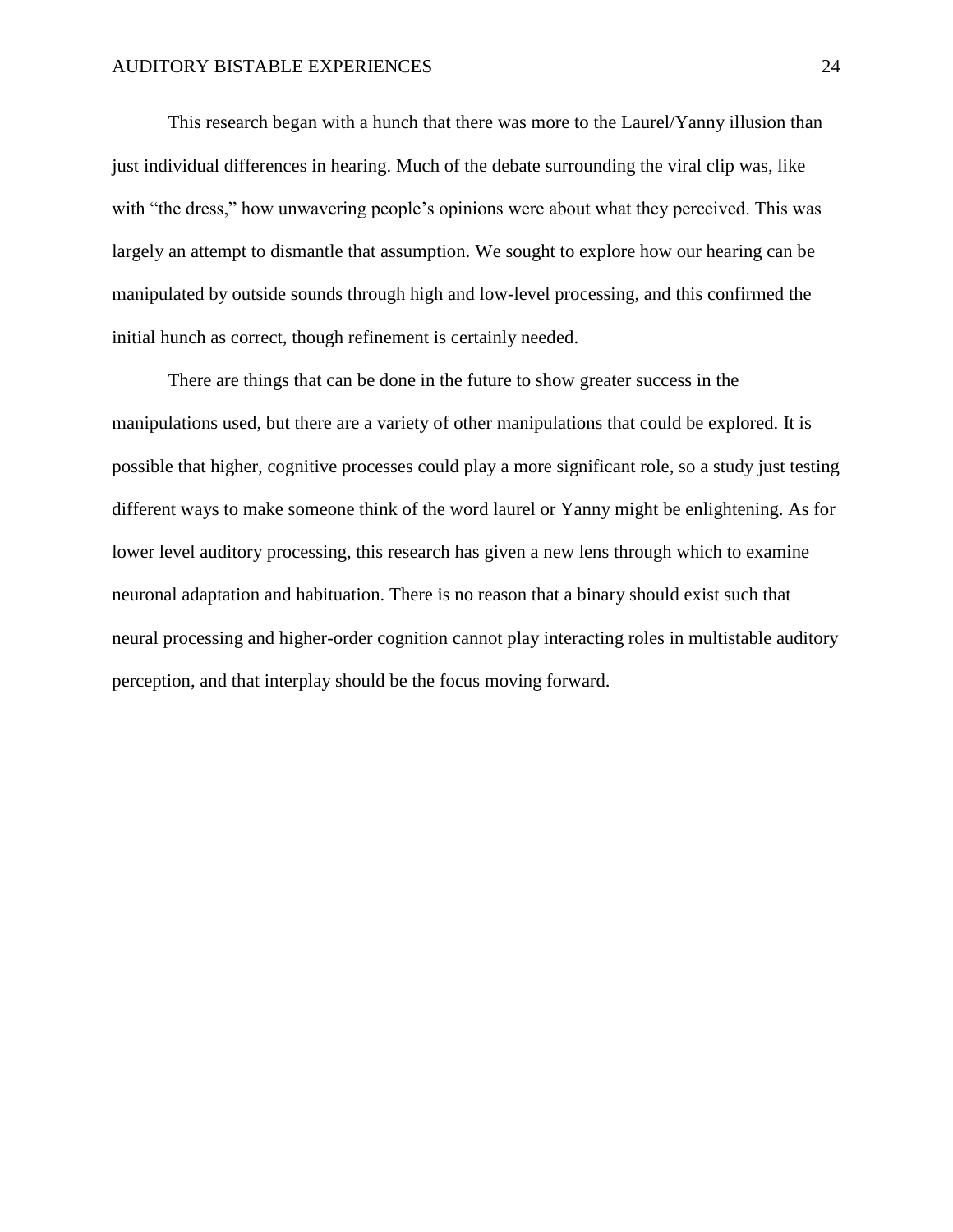This research began with a hunch that there was more to the Laurel/Yanny illusion than just individual differences in hearing. Much of the debate surrounding the viral clip was, like with "the dress," how unwavering people's opinions were about what they perceived. This was largely an attempt to dismantle that assumption. We sought to explore how our hearing can be manipulated by outside sounds through high and low-level processing, and this confirmed the initial hunch as correct, though refinement is certainly needed.

There are things that can be done in the future to show greater success in the manipulations used, but there are a variety of other manipulations that could be explored. It is possible that higher, cognitive processes could play a more significant role, so a study just testing different ways to make someone think of the word laurel or Yanny might be enlightening. As for lower level auditory processing, this research has given a new lens through which to examine neuronal adaptation and habituation. There is no reason that a binary should exist such that neural processing and higher-order cognition cannot play interacting roles in multistable auditory perception, and that interplay should be the focus moving forward.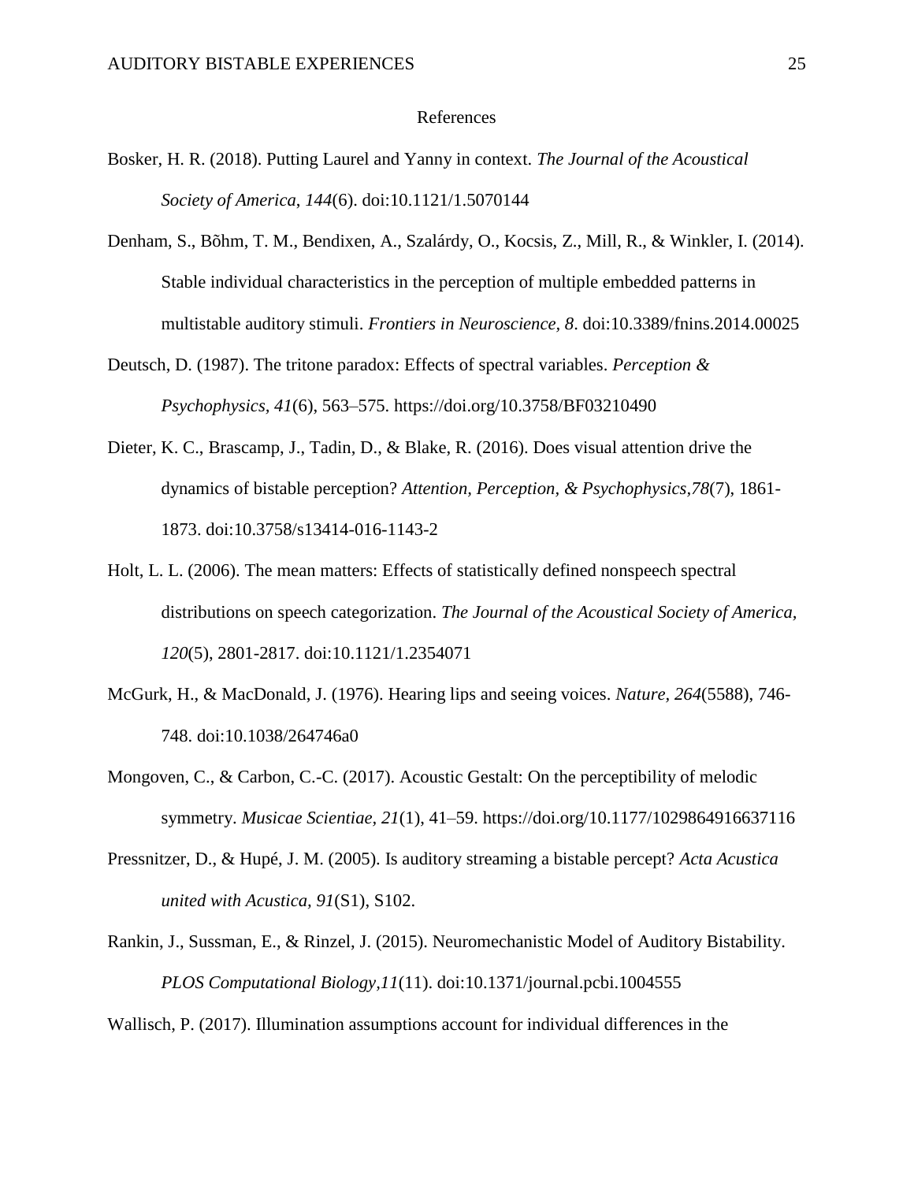# References

Bosker, H. R. (2018). Putting Laurel and Yanny in context. *The Journal of the Acoustical Society of America, 144*(6). doi:10.1121/1.5070144

Denham, S., Bõhm, T. M., Bendixen, A., Szalárdy, O., Kocsis, Z., Mill, R., & Winkler, I. (2014). Stable individual characteristics in the perception of multiple embedded patterns in multistable auditory stimuli. *Frontiers in Neuroscience, 8*. doi:10.3389/fnins.2014.00025

Deutsch, D. (1987). The tritone paradox: Effects of spectral variables. *Perception & Psychophysics, 41*(6), 563–575. https://doi.org/10.3758/BF03210490

Dieter, K. C., Brascamp, J., Tadin, D., & Blake, R. (2016). Does visual attention drive the dynamics of bistable perception? *Attention, Perception, & Psychophysics,78*(7), 1861-1873. doi:10.3758/s13414-016-1143-2

Holt, L. L. (2006). The mean matters: Effects of statistically defined nonspeech spectral distributions on speech categorization. *The Journal of the Acoustical Society of America, 120*(5), 2801-2817. doi:10.1121/1.2354071

McGurk, H., & MacDonald, J. (1976). Hearing lips and seeing voices. *Nature, 264*(5588), 746-748. doi:10.1038/264746a0

Mongoven, C., & Carbon, C.-C. (2017). Acoustic Gestalt: On the perceptibility of melodic symmetry. *Musicae Scientiae, 21*(1), 41–59. https://doi.org/10.1177/1029864916637116

Pressnitzer, D., & Hupé, J. M. (2005). Is auditory streaming a bistable percept? *Acta Acustica united with Acustica, 91*(S1), S102.

Rankin, J., Sussman, E., & Rinzel, J. (2015). Neuromechanistic Model of Auditory Bistability. *PLOS Computational Biology,11*(11). doi:10.1371/journal.pcbi.1004555

Wallisch, P. (2017). Illumination assumptions account for individual differences in the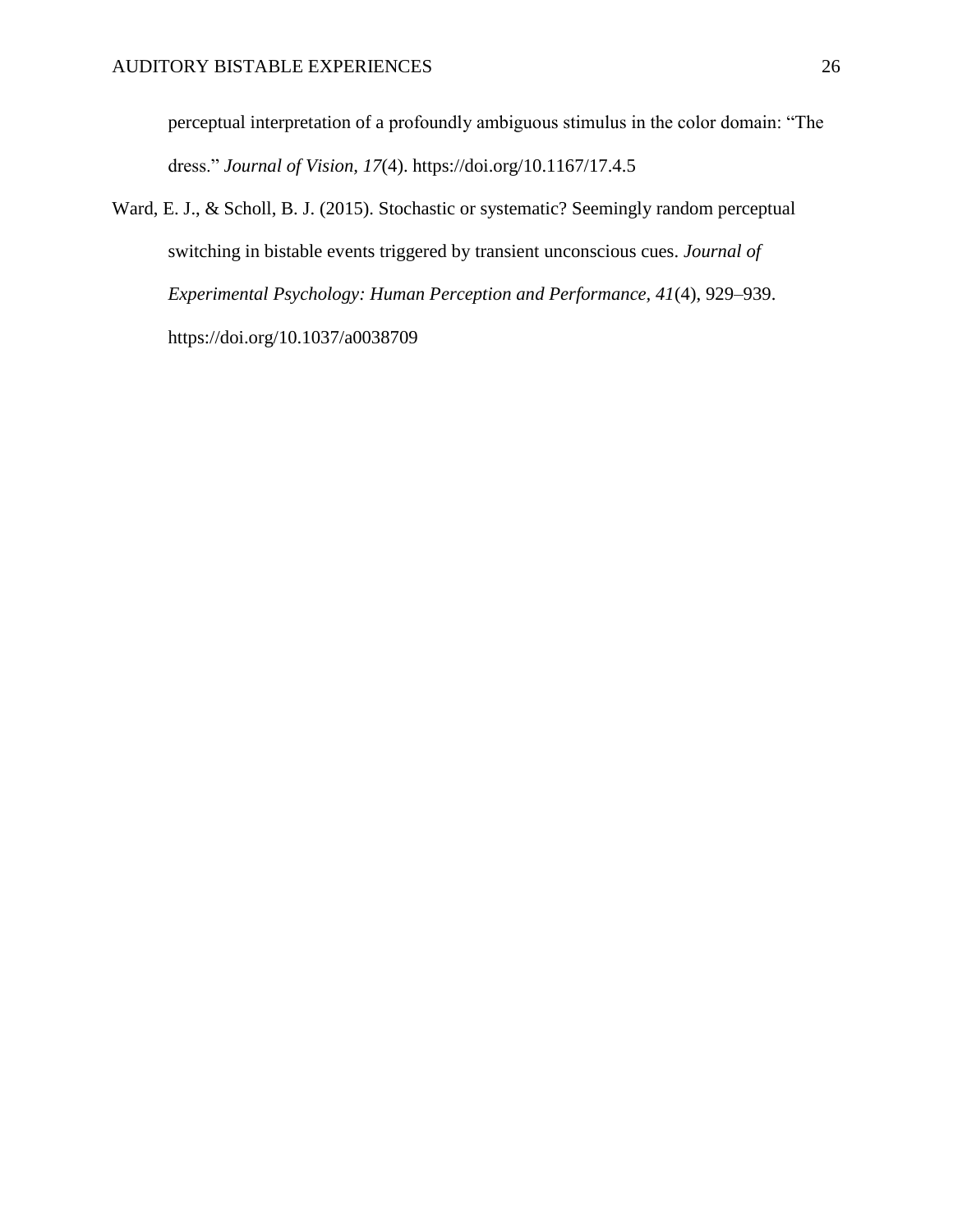perceptual interpretation of a profoundly ambiguous stimulus in the color domain: "The dress." *Journal of Vision, 17*(4). https://doi.org/10.1167/17.4.5

Ward, E. J., & Scholl, B. J. (2015). Stochastic or systematic? Seemingly random perceptual switching in bistable events triggered by transient unconscious cues. *Journal of Experimental Psychology: Human Perception and Performance, 41*(4), 929–939. https://doi.org/10.1037/a0038709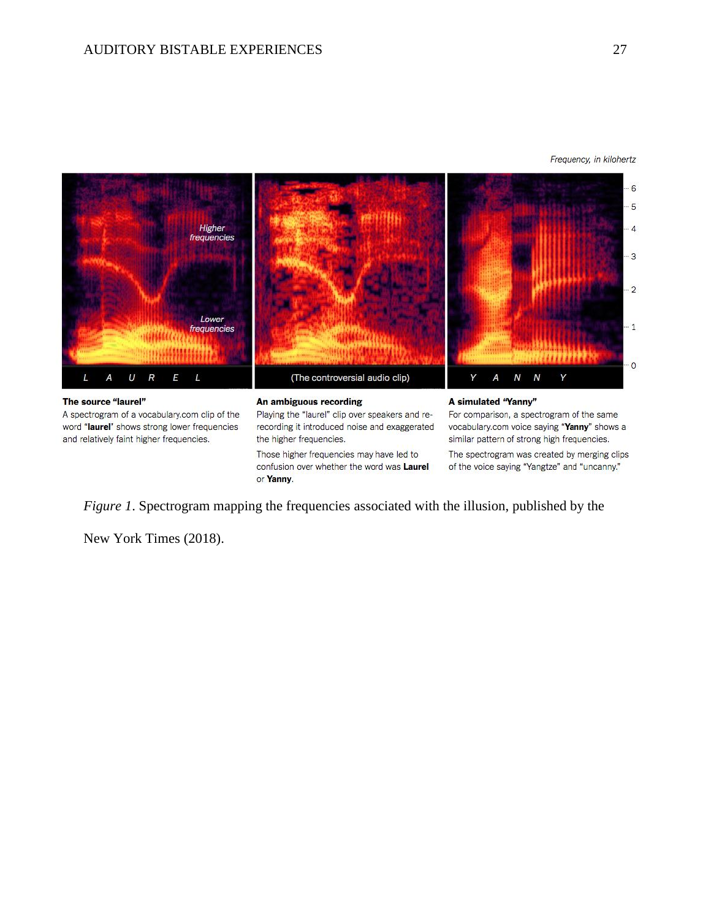Frequency, in kilohertz

The source "laurel"
A spectrogram of a vocabulary.com clip of the word "**laurel**" shows strong lower frequencies and relatively faint higher frequencies.

An ambiguous recording
Playing the "laurel" clip over speakers and re-recording it introduced noise and exaggerated the higher frequencies.

Those higher frequencies may have led to confusion over whether the word was **Laurel** or **Yanny**.

A simulated "Yanny"
For comparison, a spectrogram of the same vocabulary.com voice saying "**Yanny**" shows a similar pattern of strong high frequencies.

The spectrogram was created by merging clips of the voice saying "Yangtze" and "uncanny."

*Figure 1*. Spectrogram mapping the frequencies associated with the illusion, published by the New York Times (2018).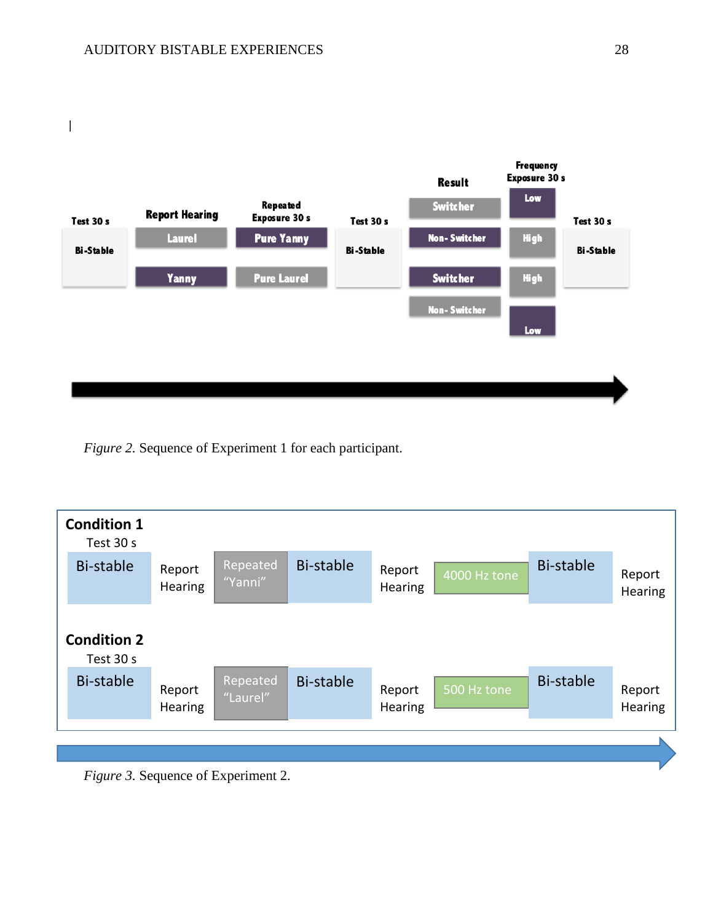*Figure 2.* Sequence of Experiment 1 for each participant.

*Figure 3.* Sequence of Experiment 2.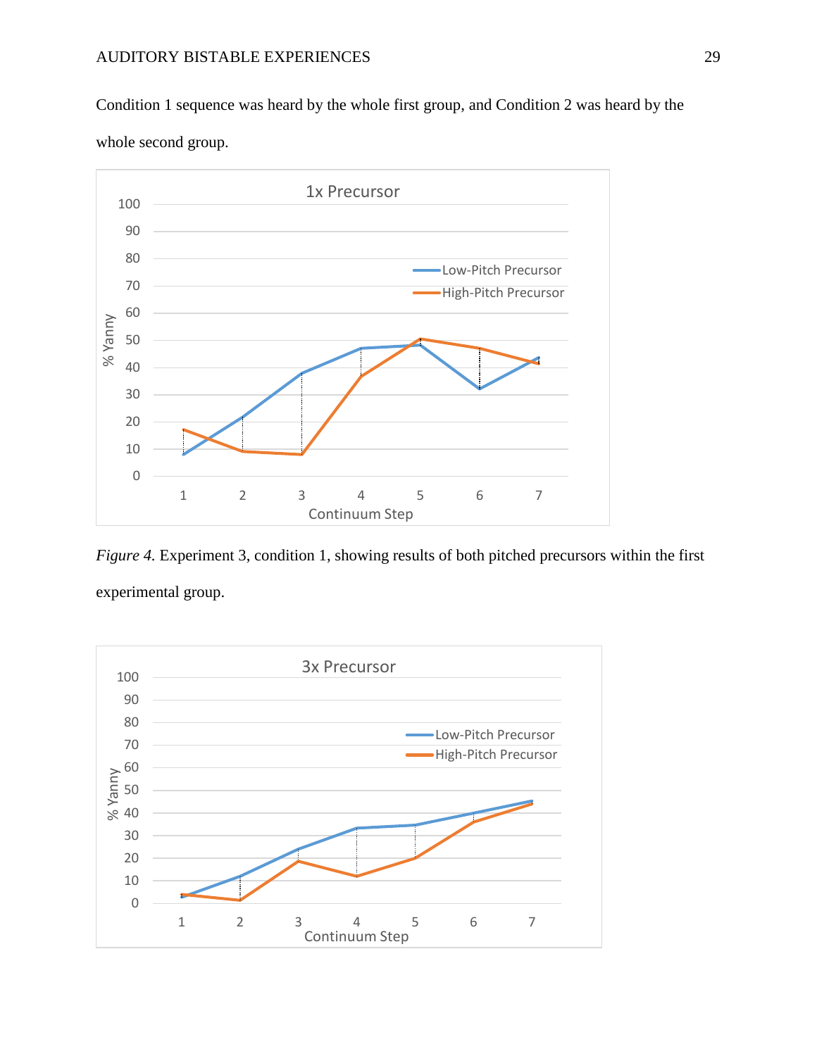Condition 1 sequence was heard by the whole first group, and Condition 2 was heard by the whole second group.

*Figure 4.* Experiment 3, condition 1, showing results of both pitched precursors within the first experimental group.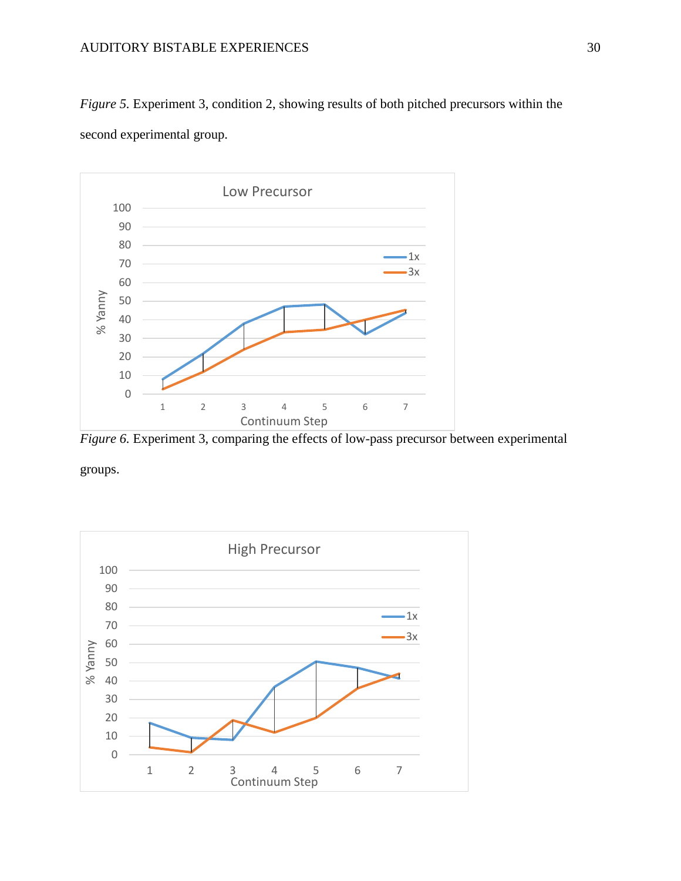*Figure 5.* Experiment 3, condition 2, showing results of both pitched precursors within the second experimental group.

*Figure 6.* Experiment 3, comparing the effects of low-pass precursor between experimental groups.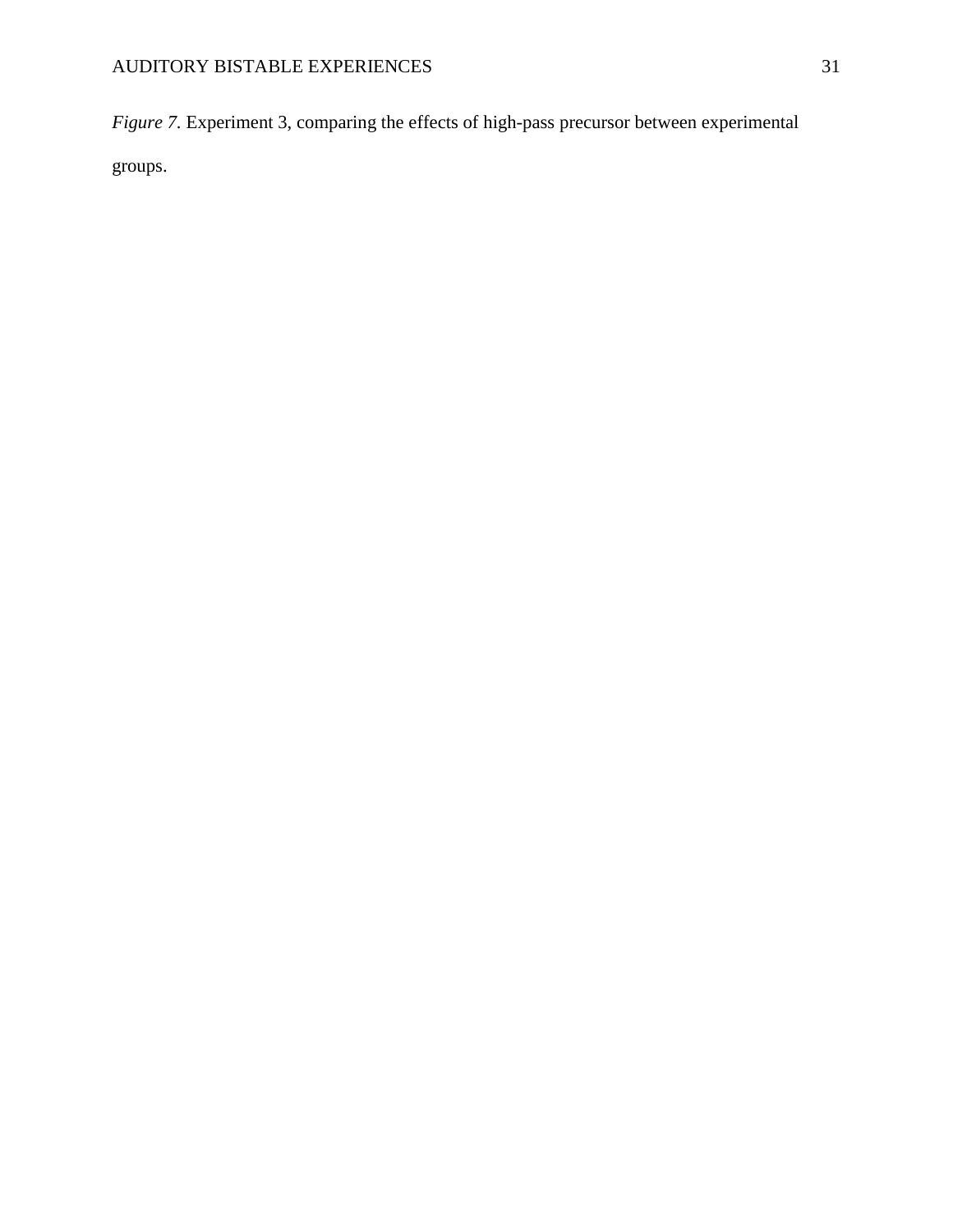*Figure 7.* Experiment 3, comparing the effects of high-pass precursor between experimental groups.